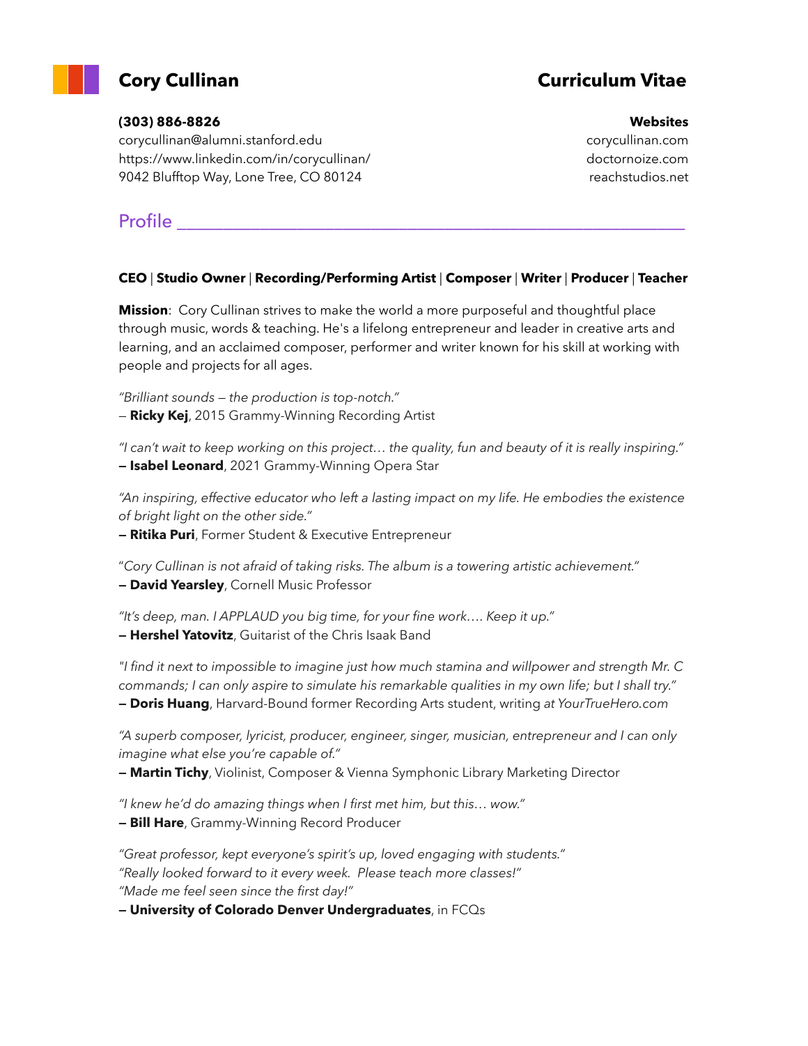# Cory Cullinan

# Curriculum Vitae

**(303) 886-8826**
corycullinan@alumni.stanford.edu
https://www.linkedin.com/in/corycullinan/
9042 Blufftop Way, Lone Tree, CO 80124

**Websites**
corycullinan.com
doctornoize.com
reachstudios.net

## Profile

**CEO** | **Studio Owner** | **Recording/Performing Artist** | **Composer** | **Writer** | **Producer** | **Teacher**

**Mission**: Cory Cullinan strives to make the world a more purposeful and thoughtful place through music, words & teaching. He's a lifelong entrepreneur and leader in creative arts and learning, and an acclaimed composer, performer and writer known for his skill at working with people and projects for all ages.

*"Brilliant sounds — the production is top-notch."*
— **Ricky Kej**, 2015 Grammy-Winning Recording Artist

*"I can't wait to keep working on this project… the quality, fun and beauty of it is really inspiring."*
**– Isabel Leonard**, 2021 Grammy-Winning Opera Star

*"An inspiring, effective educator who left a lasting impact on my life. He embodies the existence of bright light on the other side."*
**– Ritika Puri**, Former Student & Executive Entrepreneur

"*Cory Cullinan is not afraid of taking risks. The album is a towering artistic achievement."*
**– David Yearsley**, Cornell Music Professor

*"It's deep, man. I APPLAUD you big time, for your fine work…. Keep it up."*
**– Hershel Yatovitz**, Guitarist of the Chris Isaak Band

*"I find it next to impossible to imagine just how much stamina and willpower and strength Mr. C commands; I can only aspire to simulate his remarkable qualities in my own life; but I shall try."*
**– Doris Huang**, Harvard-Bound former Recording Arts student, writing *at YourTrueHero.com*

*"A superb composer, lyricist, producer, engineer, singer, musician, entrepreneur and I can only imagine what else you're capable of."*
**– Martin Tichy**, Violinist, Composer & Vienna Symphonic Library Marketing Director

*"I knew he'd do amazing things when I first met him, but this… wow."*
**– Bill Hare**, Grammy-Winning Record Producer

*"Great professor, kept everyone's spirit's up, loved engaging with students."*
*"Really looked forward to it every week. Please teach more classes!"*
*"Made me feel seen since the first day!"*
**– University of Colorado Denver Undergraduates**, in FCQs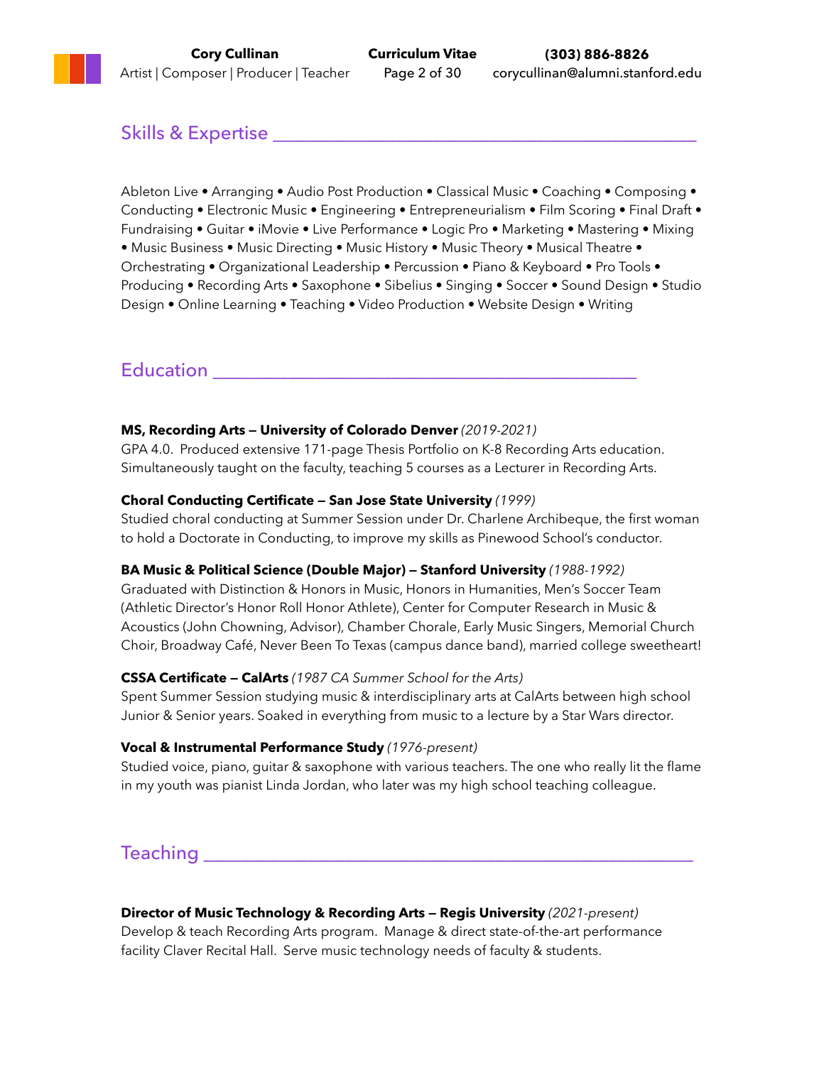## Skills & Expertise

Ableton Live • Arranging • Audio Post Production • Classical Music • Coaching • Composing • Conducting • Electronic Music • Engineering • Entrepreneurialism • Film Scoring • Final Draft • Fundraising • Guitar • iMovie • Live Performance • Logic Pro • Marketing • Mastering • Mixing • Music Business • Music Directing • Music History • Music Theory • Musical Theatre • Orchestrating • Organizational Leadership • Percussion • Piano & Keyboard • Pro Tools • Producing • Recording Arts • Saxophone • Sibelius • Singing • Soccer • Sound Design • Studio Design • Online Learning • Teaching • Video Production • Website Design • Writing

## Education

**MS, Recording Arts — University of Colorado Denver** *(2019-2021)*
GPA 4.0. Produced extensive 171-page Thesis Portfolio on K-8 Recording Arts education. Simultaneously taught on the faculty, teaching 5 courses as a Lecturer in Recording Arts.

**Choral Conducting Certificate — San Jose State University** *(1999)*
Studied choral conducting at Summer Session under Dr. Charlene Archibeque, the first woman to hold a Doctorate in Conducting, to improve my skills as Pinewood School's conductor.

**BA Music & Political Science (Double Major) — Stanford University** *(1988-1992)*
Graduated with Distinction & Honors in Music, Honors in Humanities, Men's Soccer Team (Athletic Director's Honor Roll Honor Athlete), Center for Computer Research in Music & Acoustics (John Chowning, Advisor), Chamber Chorale, Early Music Singers, Memorial Church Choir, Broadway Café, Never Been To Texas (campus dance band), married college sweetheart!

**CSSA Certificate — CalArts** *(1987 CA Summer School for the Arts)*
Spent Summer Session studying music & interdisciplinary arts at CalArts between high school Junior & Senior years. Soaked in everything from music to a lecture by a Star Wars director.

**Vocal & Instrumental Performance Study** *(1976-present)*
Studied voice, piano, guitar & saxophone with various teachers. The one who really lit the flame in my youth was pianist Linda Jordan, who later was my high school teaching colleague.

## Teaching

**Director of Music Technology & Recording Arts — Regis University** *(2021-present)*
Develop & teach Recording Arts program. Manage & direct state-of-the-art performance facility Claver Recital Hall. Serve music technology needs of faculty & students.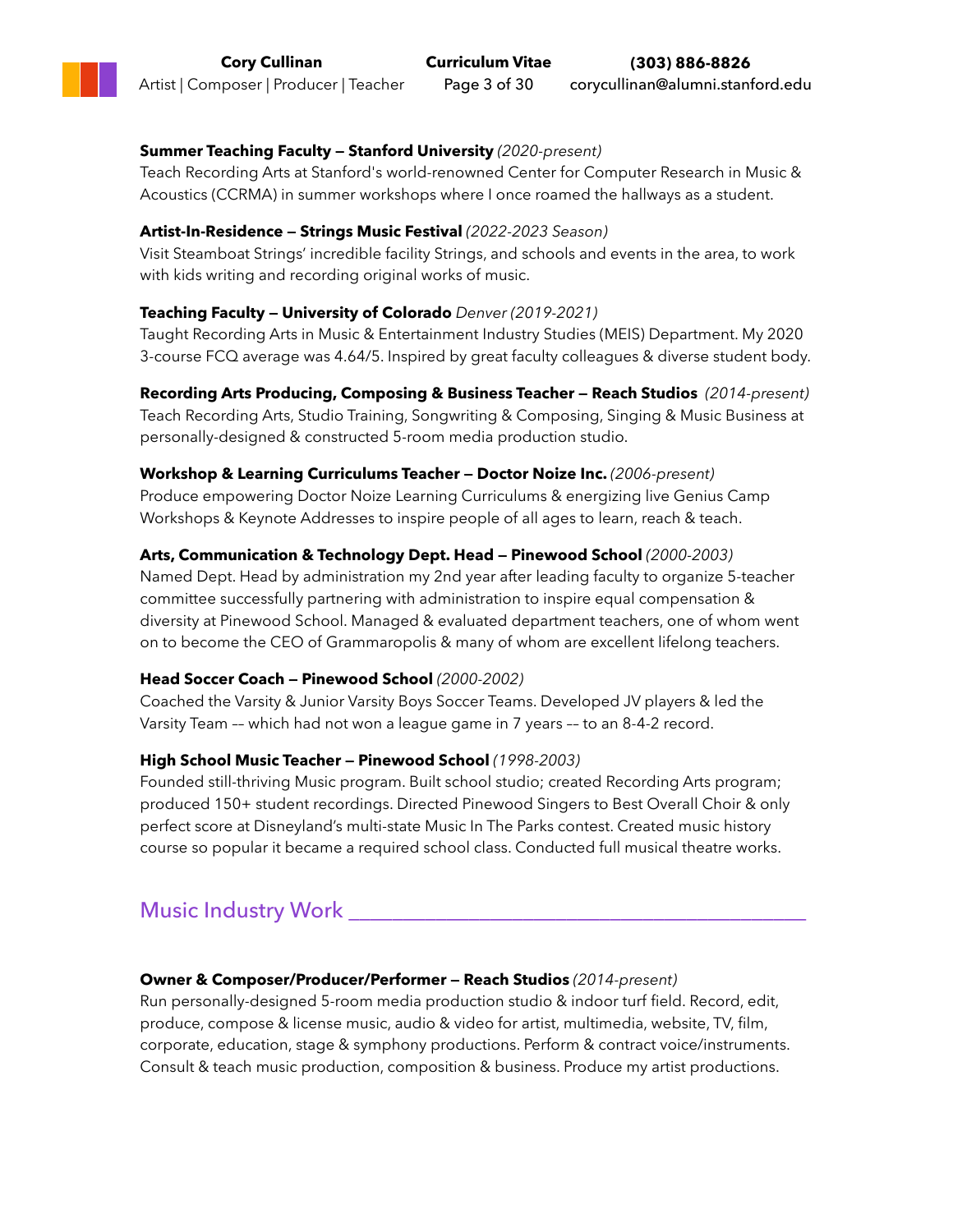**Summer Teaching Faculty — Stanford University** *(2020-present)*
Teach Recording Arts at Stanford's world-renowned Center for Computer Research in Music & Acoustics (CCRMA) in summer workshops where I once roamed the hallways as a student.

**Artist-In-Residence — Strings Music Festival** *(2022-2023 Season)*
Visit Steamboat Strings' incredible facility Strings, and schools and events in the area, to work with kids writing and recording original works of music.

**Teaching Faculty — University of Colorado** *Denver (2019-2021)*
Taught Recording Arts in Music & Entertainment Industry Studies (MEIS) Department. My 2020 3-course FCQ average was 4.64/5. Inspired by great faculty colleagues & diverse student body.

**Recording Arts Producing, Composing & Business Teacher — Reach Studios** *(2014-present)*
Teach Recording Arts, Studio Training, Songwriting & Composing, Singing & Music Business at personally-designed & constructed 5-room media production studio.

**Workshop & Learning Curriculums Teacher — Doctor Noize Inc.** *(2006-present)*
Produce empowering Doctor Noize Learning Curriculums & energizing live Genius Camp Workshops & Keynote Addresses to inspire people of all ages to learn, reach & teach.

**Arts, Communication & Technology Dept. Head — Pinewood School** *(2000-2003)*
Named Dept. Head by administration my 2nd year after leading faculty to organize 5-teacher committee successfully partnering with administration to inspire equal compensation & diversity at Pinewood School. Managed & evaluated department teachers, one of whom went on to become the CEO of Grammaropolis & many of whom are excellent lifelong teachers.

**Head Soccer Coach — Pinewood School** *(2000-2002)*
Coached the Varsity & Junior Varsity Boys Soccer Teams. Developed JV players & led the Varsity Team –– which had not won a league game in 7 years –– to an 8-4-2 record.

**High School Music Teacher — Pinewood School** *(1998-2003)*
Founded still-thriving Music program. Built school studio; created Recording Arts program; produced 150+ student recordings. Directed Pinewood Singers to Best Overall Choir & only perfect score at Disneyland's multi-state Music In The Parks contest. Created music history course so popular it became a required school class. Conducted full musical theatre works.

## Music Industry Work

**Owner & Composer/Producer/Performer — Reach Studios** *(2014-present)*
Run personally-designed 5-room media production studio & indoor turf field. Record, edit, produce, compose & license music, audio & video for artist, multimedia, website, TV, film, corporate, education, stage & symphony productions. Perform & contract voice/instruments. Consult & teach music production, composition & business. Produce my artist productions.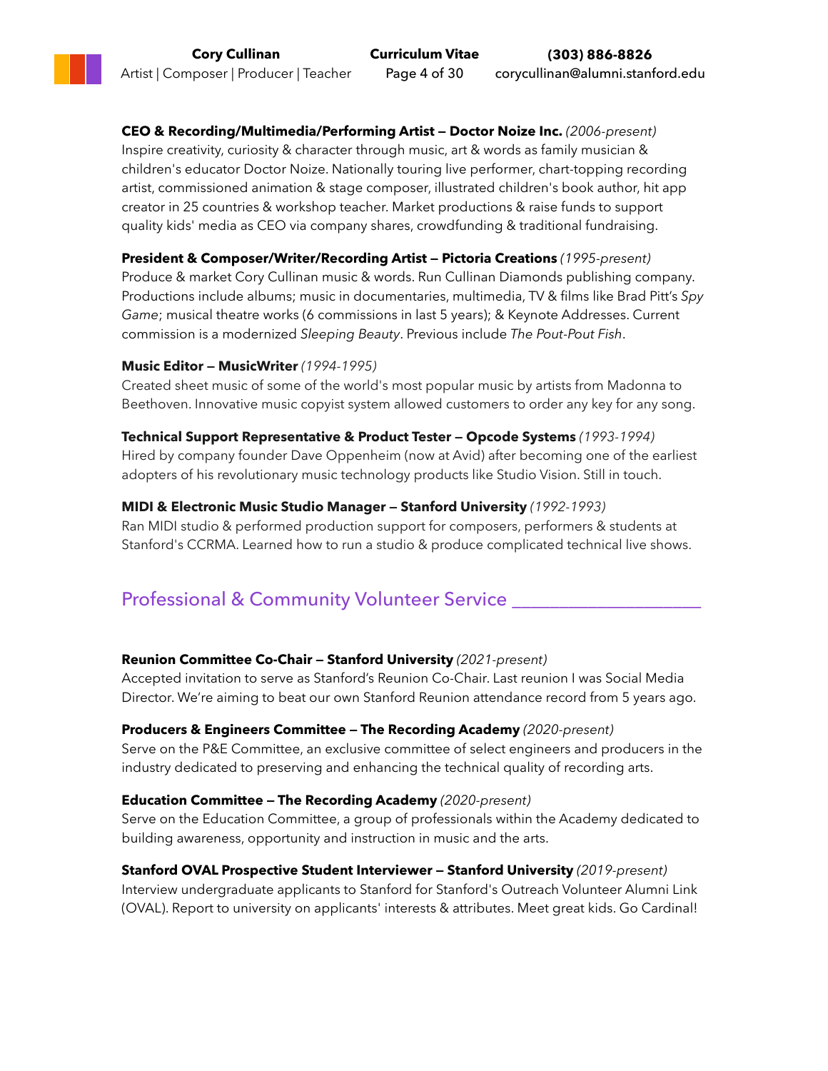**CEO & Recording/Multimedia/Performing Artist — Doctor Noize Inc.** *(2006-present)*
Inspire creativity, curiosity & character through music, art & words as family musician & children's educator Doctor Noize. Nationally touring live performer, chart-topping recording artist, commissioned animation & stage composer, illustrated children's book author, hit app creator in 25 countries & workshop teacher. Market productions & raise funds to support quality kids' media as CEO via company shares, crowdfunding & traditional fundraising.

**President & Composer/Writer/Recording Artist — Pictoria Creations** *(1995-present)*
Produce & market Cory Cullinan music & words. Run Cullinan Diamonds publishing company. Productions include albums; music in documentaries, multimedia, TV & films like Brad Pitt's *Spy Game*; musical theatre works (6 commissions in last 5 years); & Keynote Addresses. Current commission is a modernized *Sleeping Beauty*. Previous include *The Pout-Pout Fish*.

**Music Editor — MusicWriter** *(1994-1995)*
Created sheet music of some of the world's most popular music by artists from Madonna to Beethoven. Innovative music copyist system allowed customers to order any key for any song.

**Technical Support Representative & Product Tester — Opcode Systems** *(1993-1994)*
Hired by company founder Dave Oppenheim (now at Avid) after becoming one of the earliest adopters of his revolutionary music technology products like Studio Vision. Still in touch.

**MIDI & Electronic Music Studio Manager — Stanford University** *(1992-1993)*
Ran MIDI studio & performed production support for composers, performers & students at Stanford's CCRMA. Learned how to run a studio & produce complicated technical live shows.

## Professional & Community Volunteer Service

**Reunion Committee Co-Chair — Stanford University** *(2021-present)*
Accepted invitation to serve as Stanford's Reunion Co-Chair. Last reunion I was Social Media Director. We're aiming to beat our own Stanford Reunion attendance record from 5 years ago.

**Producers & Engineers Committee — The Recording Academy** *(2020-present)*
Serve on the P&E Committee, an exclusive committee of select engineers and producers in the industry dedicated to preserving and enhancing the technical quality of recording arts.

**Education Committee — The Recording Academy** *(2020-present)*
Serve on the Education Committee, a group of professionals within the Academy dedicated to building awareness, opportunity and instruction in music and the arts.

**Stanford OVAL Prospective Student Interviewer — Stanford University** *(2019-present)*
Interview undergraduate applicants to Stanford for Stanford's Outreach Volunteer Alumni Link (OVAL). Report to university on applicants' interests & attributes. Meet great kids. Go Cardinal!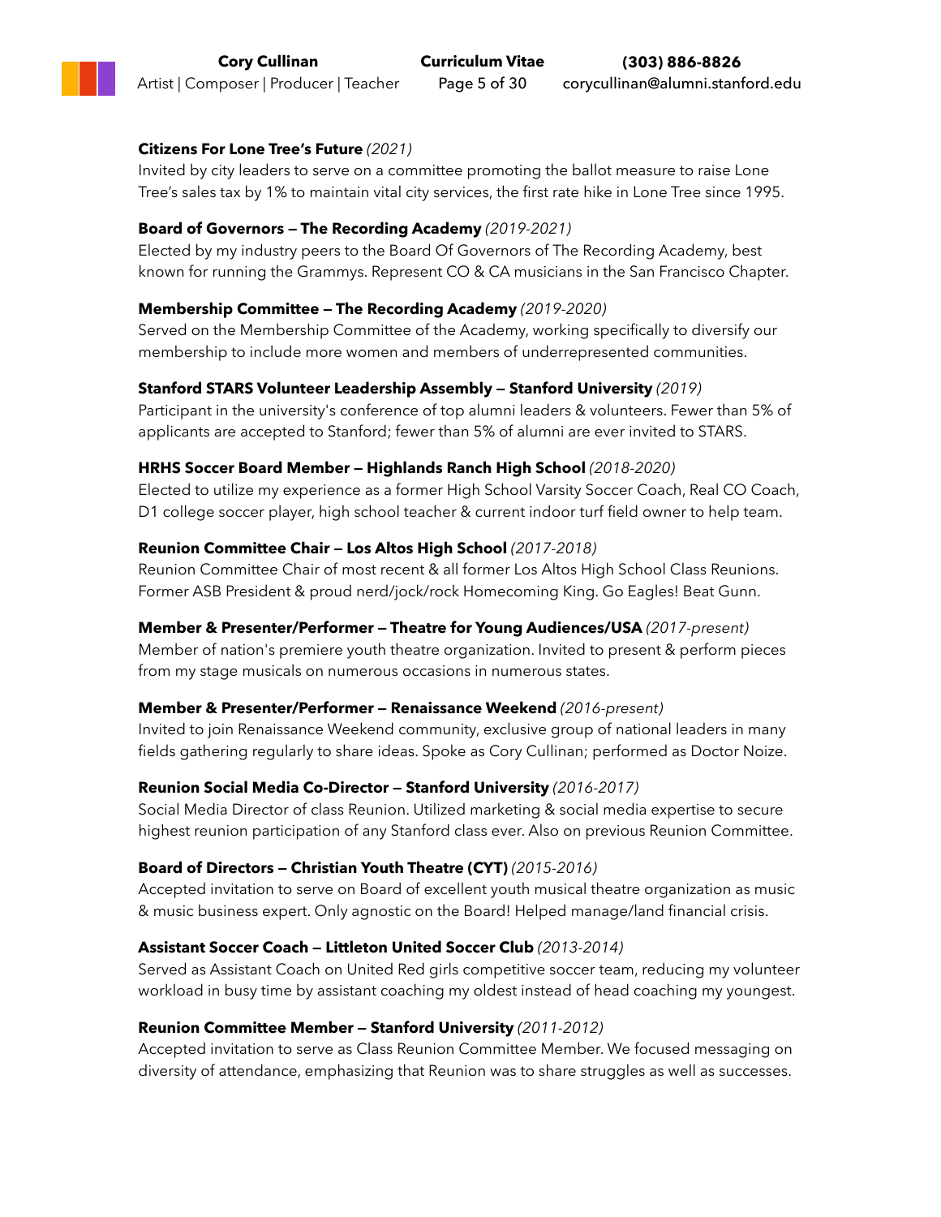**Citizens For Lone Tree's Future** *(2021)*
Invited by city leaders to serve on a committee promoting the ballot measure to raise Lone Tree's sales tax by 1% to maintain vital city services, the first rate hike in Lone Tree since 1995.

**Board of Governors — The Recording Academy** *(2019-2021)*
Elected by my industry peers to the Board Of Governors of The Recording Academy, best known for running the Grammys. Represent CO & CA musicians in the San Francisco Chapter.

**Membership Committee — The Recording Academy** *(2019-2020)*
Served on the Membership Committee of the Academy, working specifically to diversify our membership to include more women and members of underrepresented communities.

**Stanford STARS Volunteer Leadership Assembly — Stanford University** *(2019)*
Participant in the university's conference of top alumni leaders & volunteers. Fewer than 5% of applicants are accepted to Stanford; fewer than 5% of alumni are ever invited to STARS.

**HRHS Soccer Board Member — Highlands Ranch High School** *(2018-2020)*
Elected to utilize my experience as a former High School Varsity Soccer Coach, Real CO Coach, D1 college soccer player, high school teacher & current indoor turf field owner to help team.

**Reunion Committee Chair — Los Altos High School** *(2017-2018)*
Reunion Committee Chair of most recent & all former Los Altos High School Class Reunions. Former ASB President & proud nerd/jock/rock Homecoming King. Go Eagles! Beat Gunn.

**Member & Presenter/Performer — Theatre for Young Audiences/USA** *(2017-present)*
Member of nation's premiere youth theatre organization. Invited to present & perform pieces from my stage musicals on numerous occasions in numerous states.

**Member & Presenter/Performer — Renaissance Weekend** *(2016-present)*
Invited to join Renaissance Weekend community, exclusive group of national leaders in many fields gathering regularly to share ideas. Spoke as Cory Cullinan; performed as Doctor Noize.

**Reunion Social Media Co-Director — Stanford University** *(2016-2017)*
Social Media Director of class Reunion. Utilized marketing & social media expertise to secure highest reunion participation of any Stanford class ever. Also on previous Reunion Committee.

**Board of Directors — Christian Youth Theatre (CYT)** *(2015-2016)*
Accepted invitation to serve on Board of excellent youth musical theatre organization as music & music business expert. Only agnostic on the Board! Helped manage/land financial crisis.

**Assistant Soccer Coach — Littleton United Soccer Club** *(2013-2014)*
Served as Assistant Coach on United Red girls competitive soccer team, reducing my volunteer workload in busy time by assistant coaching my oldest instead of head coaching my youngest.

**Reunion Committee Member — Stanford University** *(2011-2012)*
Accepted invitation to serve as Class Reunion Committee Member. We focused messaging on diversity of attendance, emphasizing that Reunion was to share struggles as well as successes.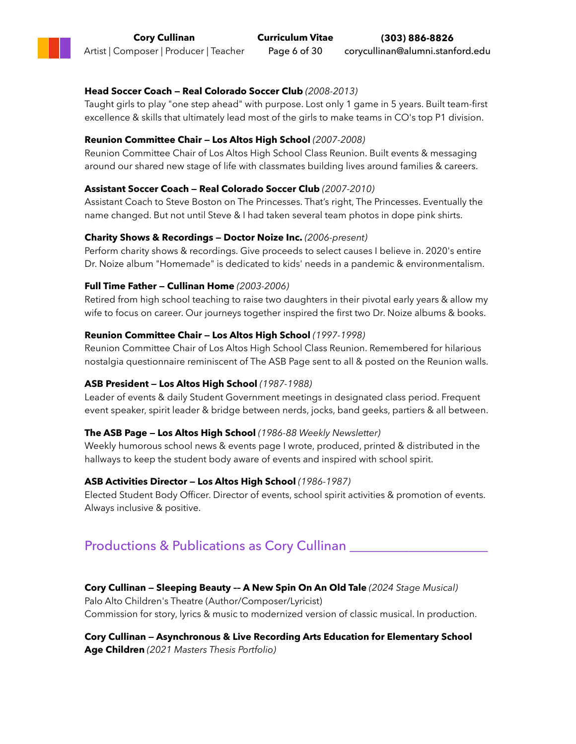**Head Soccer Coach — Real Colorado Soccer Club** *(2008-2013)*
Taught girls to play "one step ahead" with purpose. Lost only 1 game in 5 years. Built team-first excellence & skills that ultimately lead most of the girls to make teams in CO's top P1 division.

**Reunion Committee Chair — Los Altos High School** *(2007-2008)*
Reunion Committee Chair of Los Altos High School Class Reunion. Built events & messaging around our shared new stage of life with classmates building lives around families & careers.

**Assistant Soccer Coach — Real Colorado Soccer Club** *(2007-2010)*
Assistant Coach to Steve Boston on The Princesses. That's right, The Princesses. Eventually the name changed. But not until Steve & I had taken several team photos in dope pink shirts.

**Charity Shows & Recordings — Doctor Noize Inc.** *(2006-present)*
Perform charity shows & recordings. Give proceeds to select causes I believe in. 2020's entire Dr. Noize album "Homemade" is dedicated to kids' needs in a pandemic & environmentalism.

**Full Time Father — Cullinan Home** *(2003-2006)*
Retired from high school teaching to raise two daughters in their pivotal early years & allow my wife to focus on career. Our journeys together inspired the first two Dr. Noize albums & books.

**Reunion Committee Chair — Los Altos High School** *(1997-1998)*
Reunion Committee Chair of Los Altos High School Class Reunion. Remembered for hilarious nostalgia questionnaire reminiscent of The ASB Page sent to all & posted on the Reunion walls.

**ASB President — Los Altos High School** *(1987-1988)*
Leader of events & daily Student Government meetings in designated class period. Frequent event speaker, spirit leader & bridge between nerds, jocks, band geeks, partiers & all between.

**The ASB Page — Los Altos High School** *(1986-88 Weekly Newsletter)*
Weekly humorous school news & events page I wrote, produced, printed & distributed in the hallways to keep the student body aware of events and inspired with school spirit.

**ASB Activities Director — Los Altos High School** *(1986-1987)*
Elected Student Body Officer. Director of events, school spirit activities & promotion of events. Always inclusive & positive.

## Productions & Publications as Cory Cullinan

**Cory Cullinan — Sleeping Beauty -- A New Spin On An Old Tale** *(2024 Stage Musical)*
Palo Alto Children's Theatre (Author/Composer/Lyricist)
Commission for story, lyrics & music to modernized version of classic musical. In production.

**Cory Cullinan — Asynchronous & Live Recording Arts Education for Elementary School Age Children** *(2021 Masters Thesis Portfolio)*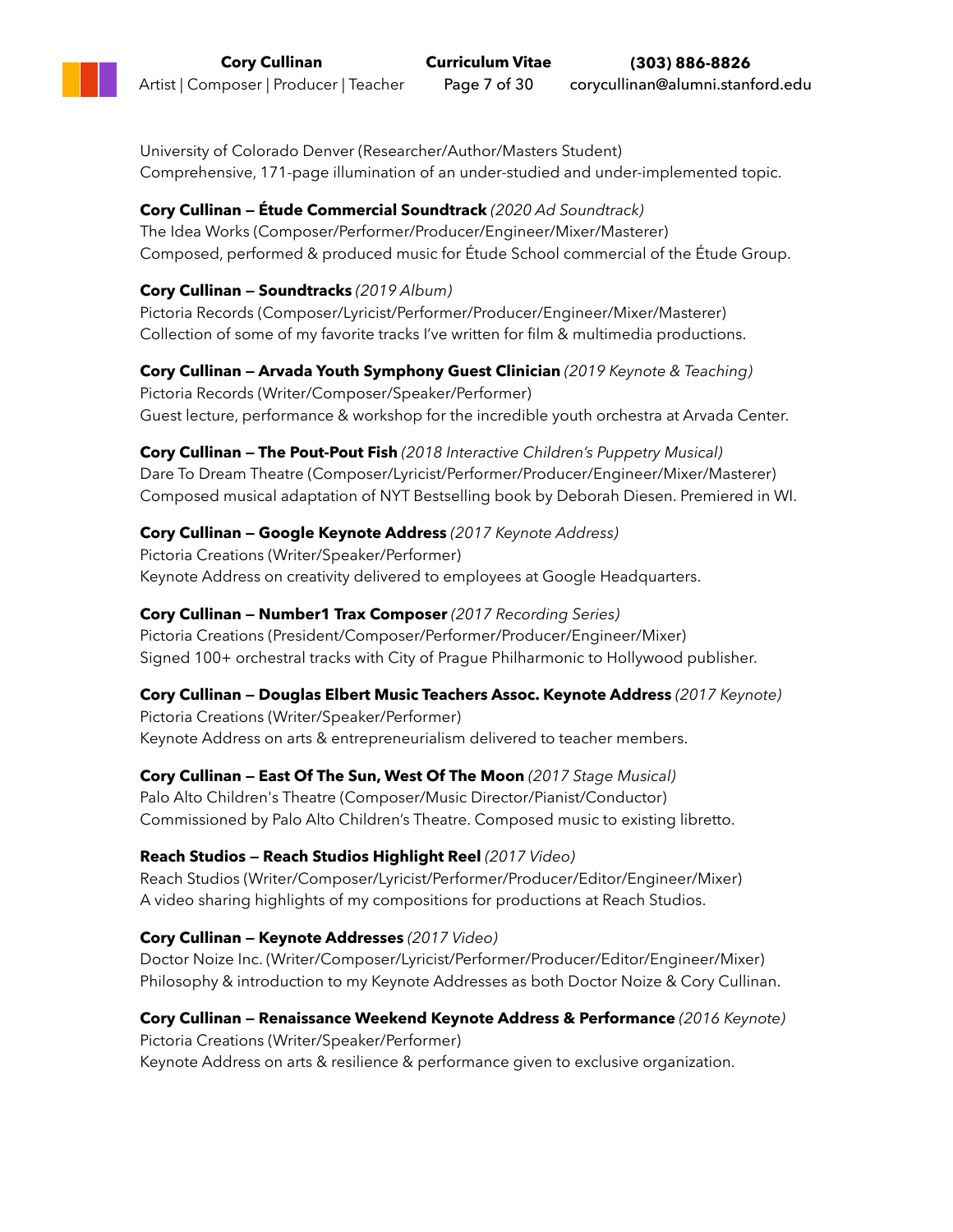University of Colorado Denver (Researcher/Author/Masters Student)
Comprehensive, 171-page illumination of an under-studied and under-implemented topic.

**Cory Cullinan — Étude Commercial Soundtrack** *(2020 Ad Soundtrack)*
The Idea Works (Composer/Performer/Producer/Engineer/Mixer/Masterer)
Composed, performed & produced music for Étude School commercial of the Étude Group.

**Cory Cullinan — Soundtracks** *(2019 Album)*
Pictoria Records (Composer/Lyricist/Performer/Producer/Engineer/Mixer/Masterer)
Collection of some of my favorite tracks I've written for film & multimedia productions.

**Cory Cullinan — Arvada Youth Symphony Guest Clinician** *(2019 Keynote & Teaching)*
Pictoria Records (Writer/Composer/Speaker/Performer)
Guest lecture, performance & workshop for the incredible youth orchestra at Arvada Center.

**Cory Cullinan — The Pout-Pout Fish** *(2018 Interactive Children's Puppetry Musical)*
Dare To Dream Theatre (Composer/Lyricist/Performer/Producer/Engineer/Mixer/Masterer)
Composed musical adaptation of NYT Bestselling book by Deborah Diesen. Premiered in WI.

**Cory Cullinan — Google Keynote Address** *(2017 Keynote Address)*
Pictoria Creations (Writer/Speaker/Performer)
Keynote Address on creativity delivered to employees at Google Headquarters.

**Cory Cullinan — Number1 Trax Composer** *(2017 Recording Series)*
Pictoria Creations (President/Composer/Performer/Producer/Engineer/Mixer)
Signed 100+ orchestral tracks with City of Prague Philharmonic to Hollywood publisher.

**Cory Cullinan — Douglas Elbert Music Teachers Assoc. Keynote Address** *(2017 Keynote)*
Pictoria Creations (Writer/Speaker/Performer)
Keynote Address on arts & entrepreneurialism delivered to teacher members.

**Cory Cullinan — East Of The Sun, West Of The Moon** *(2017 Stage Musical)*
Palo Alto Children's Theatre (Composer/Music Director/Pianist/Conductor)
Commissioned by Palo Alto Children's Theatre. Composed music to existing libretto.

**Reach Studios — Reach Studios Highlight Reel** *(2017 Video)*
Reach Studios (Writer/Composer/Lyricist/Performer/Producer/Editor/Engineer/Mixer)
A video sharing highlights of my compositions for productions at Reach Studios.

**Cory Cullinan — Keynote Addresses** *(2017 Video)*
Doctor Noize Inc. (Writer/Composer/Lyricist/Performer/Producer/Editor/Engineer/Mixer)
Philosophy & introduction to my Keynote Addresses as both Doctor Noize & Cory Cullinan.

**Cory Cullinan — Renaissance Weekend Keynote Address & Performance** *(2016 Keynote)*
Pictoria Creations (Writer/Speaker/Performer)
Keynote Address on arts & resilience & performance given to exclusive organization.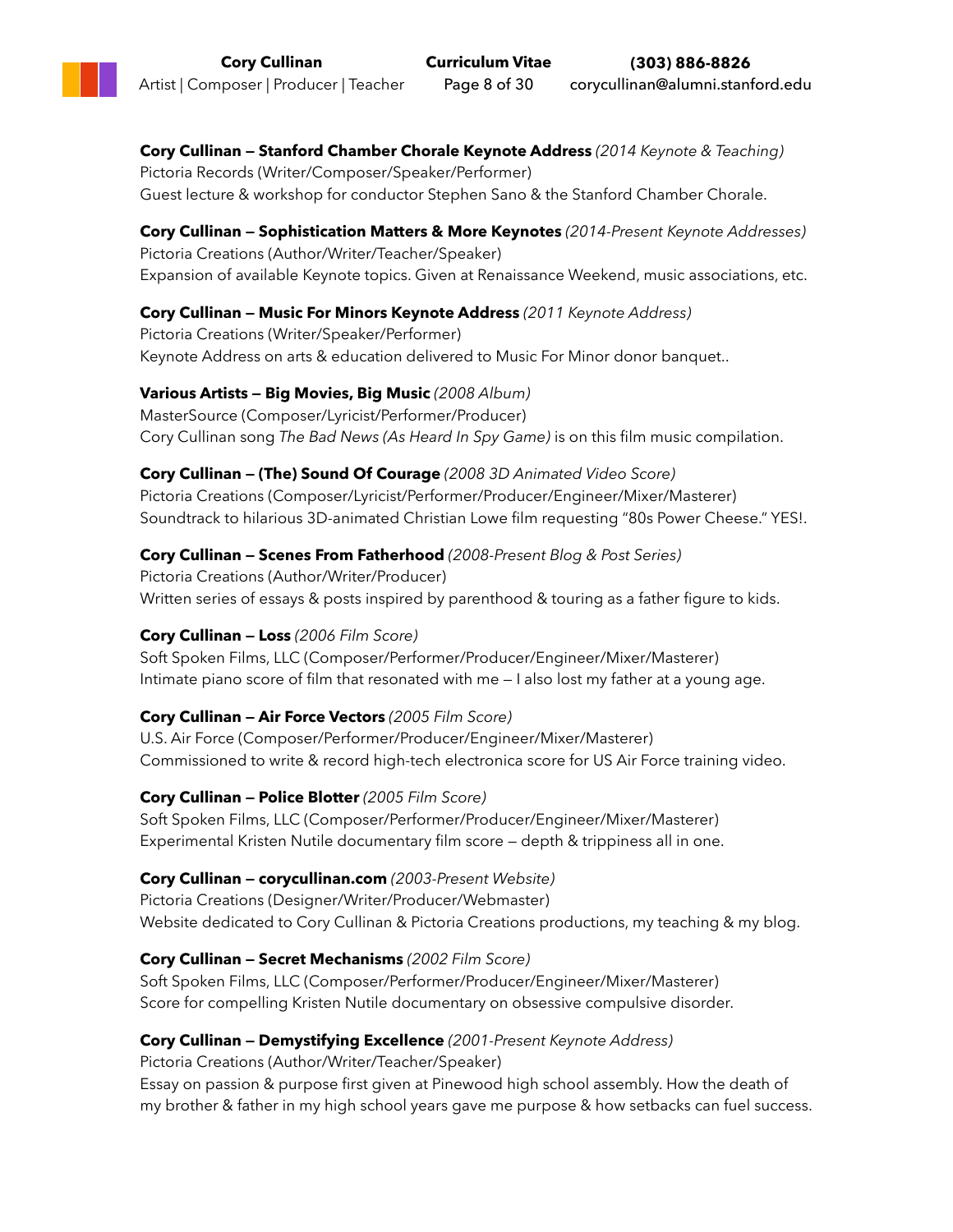**Cory Cullinan — Stanford Chamber Chorale Keynote Address** *(2014 Keynote & Teaching)*
Pictoria Records (Writer/Composer/Speaker/Performer)
Guest lecture & workshop for conductor Stephen Sano & the Stanford Chamber Chorale.

**Cory Cullinan — Sophistication Matters & More Keynotes** *(2014-Present Keynote Addresses)*
Pictoria Creations (Author/Writer/Teacher/Speaker)
Expansion of available Keynote topics. Given at Renaissance Weekend, music associations, etc.

**Cory Cullinan — Music For Minors Keynote Address** *(2011 Keynote Address)*
Pictoria Creations (Writer/Speaker/Performer)
Keynote Address on arts & education delivered to Music For Minor donor banquet..

**Various Artists — Big Movies, Big Music** *(2008 Album)*
MasterSource (Composer/Lyricist/Performer/Producer)
Cory Cullinan song *The Bad News (As Heard In Spy Game)* is on this film music compilation.

**Cory Cullinan — (The) Sound Of Courage** *(2008 3D Animated Video Score)*
Pictoria Creations (Composer/Lyricist/Performer/Producer/Engineer/Mixer/Masterer)
Soundtrack to hilarious 3D-animated Christian Lowe film requesting "80s Power Cheese." YES!.

**Cory Cullinan — Scenes From Fatherhood** *(2008-Present Blog & Post Series)*
Pictoria Creations (Author/Writer/Producer)
Written series of essays & posts inspired by parenthood & touring as a father figure to kids.

**Cory Cullinan — Loss** *(2006 Film Score)*
Soft Spoken Films, LLC (Composer/Performer/Producer/Engineer/Mixer/Masterer)
Intimate piano score of film that resonated with me — I also lost my father at a young age.

**Cory Cullinan — Air Force Vectors** *(2005 Film Score)*
U.S. Air Force (Composer/Performer/Producer/Engineer/Mixer/Masterer)
Commissioned to write & record high-tech electronica score for US Air Force training video.

**Cory Cullinan — Police Blotter** *(2005 Film Score)*
Soft Spoken Films, LLC (Composer/Performer/Producer/Engineer/Mixer/Masterer)
Experimental Kristen Nutile documentary film score — depth & trippiness all in one.

**Cory Cullinan — corycullinan.com** *(2003-Present Website)*
Pictoria Creations (Designer/Writer/Producer/Webmaster)
Website dedicated to Cory Cullinan & Pictoria Creations productions, my teaching & my blog.

**Cory Cullinan — Secret Mechanisms** *(2002 Film Score)*
Soft Spoken Films, LLC (Composer/Performer/Producer/Engineer/Mixer/Masterer)
Score for compelling Kristen Nutile documentary on obsessive compulsive disorder.

**Cory Cullinan — Demystifying Excellence** *(2001-Present Keynote Address)*
Pictoria Creations (Author/Writer/Teacher/Speaker)
Essay on passion & purpose first given at Pinewood high school assembly. How the death of my brother & father in my high school years gave me purpose & how setbacks can fuel success.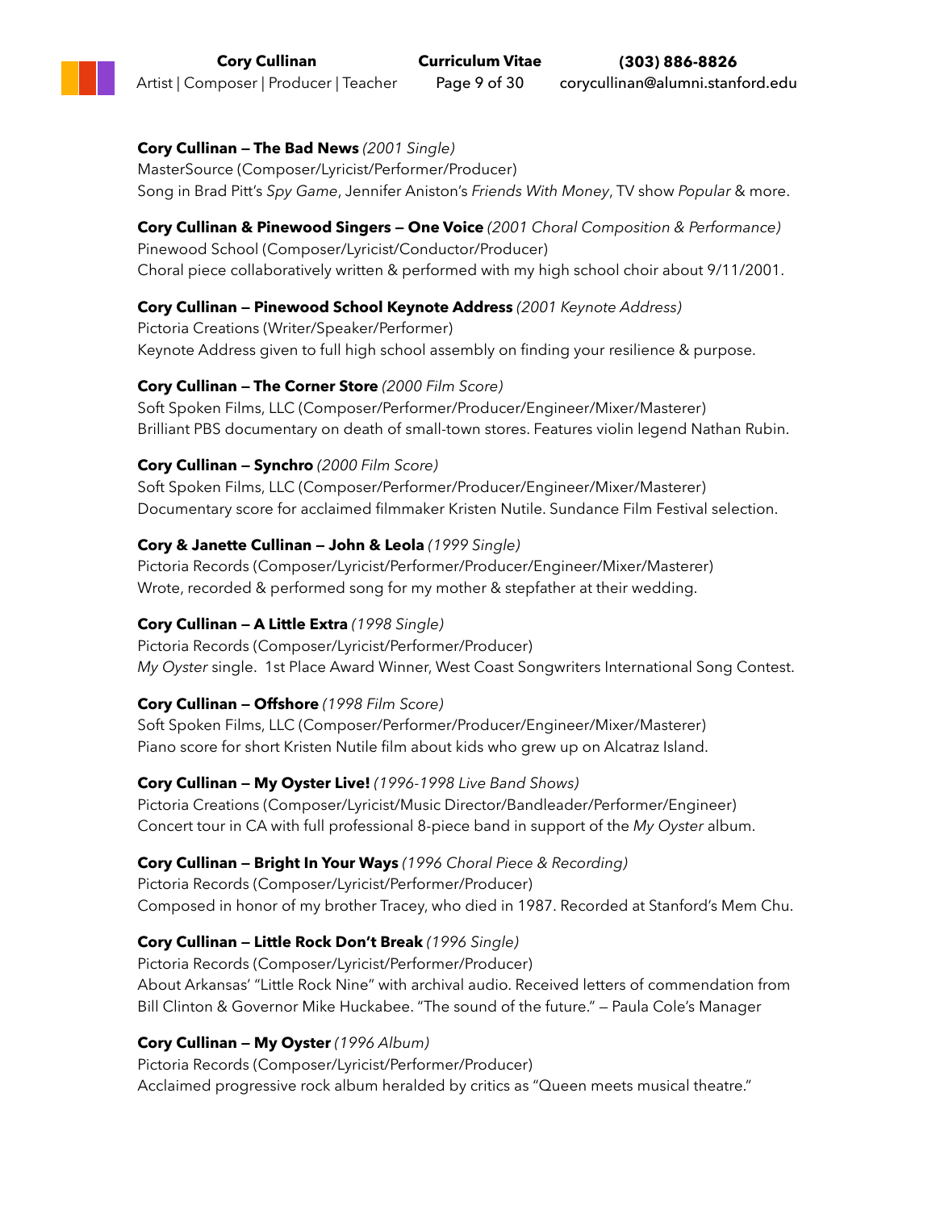**Cory Cullinan — The Bad News** *(2001 Single)*
MasterSource (Composer/Lyricist/Performer/Producer)
Song in Brad Pitt's *Spy Game*, Jennifer Aniston's *Friends With Money*, TV show *Popular* & more.

**Cory Cullinan & Pinewood Singers — One Voice** *(2001 Choral Composition & Performance)*
Pinewood School (Composer/Lyricist/Conductor/Producer)
Choral piece collaboratively written & performed with my high school choir about 9/11/2001.

**Cory Cullinan — Pinewood School Keynote Address** *(2001 Keynote Address)*
Pictoria Creations (Writer/Speaker/Performer)
Keynote Address given to full high school assembly on finding your resilience & purpose.

**Cory Cullinan — The Corner Store** *(2000 Film Score)*
Soft Spoken Films, LLC (Composer/Performer/Producer/Engineer/Mixer/Masterer)
Brilliant PBS documentary on death of small-town stores. Features violin legend Nathan Rubin.

**Cory Cullinan — Synchro** *(2000 Film Score)*
Soft Spoken Films, LLC (Composer/Performer/Producer/Engineer/Mixer/Masterer)
Documentary score for acclaimed filmmaker Kristen Nutile. Sundance Film Festival selection.

**Cory & Janette Cullinan — John & Leola** *(1999 Single)*
Pictoria Records (Composer/Lyricist/Performer/Producer/Engineer/Mixer/Masterer)
Wrote, recorded & performed song for my mother & stepfather at their wedding.

**Cory Cullinan — A Little Extra** *(1998 Single)*
Pictoria Records (Composer/Lyricist/Performer/Producer)
*My Oyster* single. 1st Place Award Winner, West Coast Songwriters International Song Contest.

**Cory Cullinan — Offshore** *(1998 Film Score)*
Soft Spoken Films, LLC (Composer/Performer/Producer/Engineer/Mixer/Masterer)
Piano score for short Kristen Nutile film about kids who grew up on Alcatraz Island.

**Cory Cullinan — My Oyster Live!** *(1996-1998 Live Band Shows)*
Pictoria Creations (Composer/Lyricist/Music Director/Bandleader/Performer/Engineer)
Concert tour in CA with full professional 8-piece band in support of the *My Oyster* album.

**Cory Cullinan — Bright In Your Ways** *(1996 Choral Piece & Recording)*
Pictoria Records (Composer/Lyricist/Performer/Producer)
Composed in honor of my brother Tracey, who died in 1987. Recorded at Stanford's Mem Chu.

**Cory Cullinan — Little Rock Don't Break** *(1996 Single)*
Pictoria Records (Composer/Lyricist/Performer/Producer)
About Arkansas' "Little Rock Nine" with archival audio. Received letters of commendation from Bill Clinton & Governor Mike Huckabee. "The sound of the future." — Paula Cole's Manager

**Cory Cullinan — My Oyster** *(1996 Album)*
Pictoria Records (Composer/Lyricist/Performer/Producer)
Acclaimed progressive rock album heralded by critics as "Queen meets musical theatre."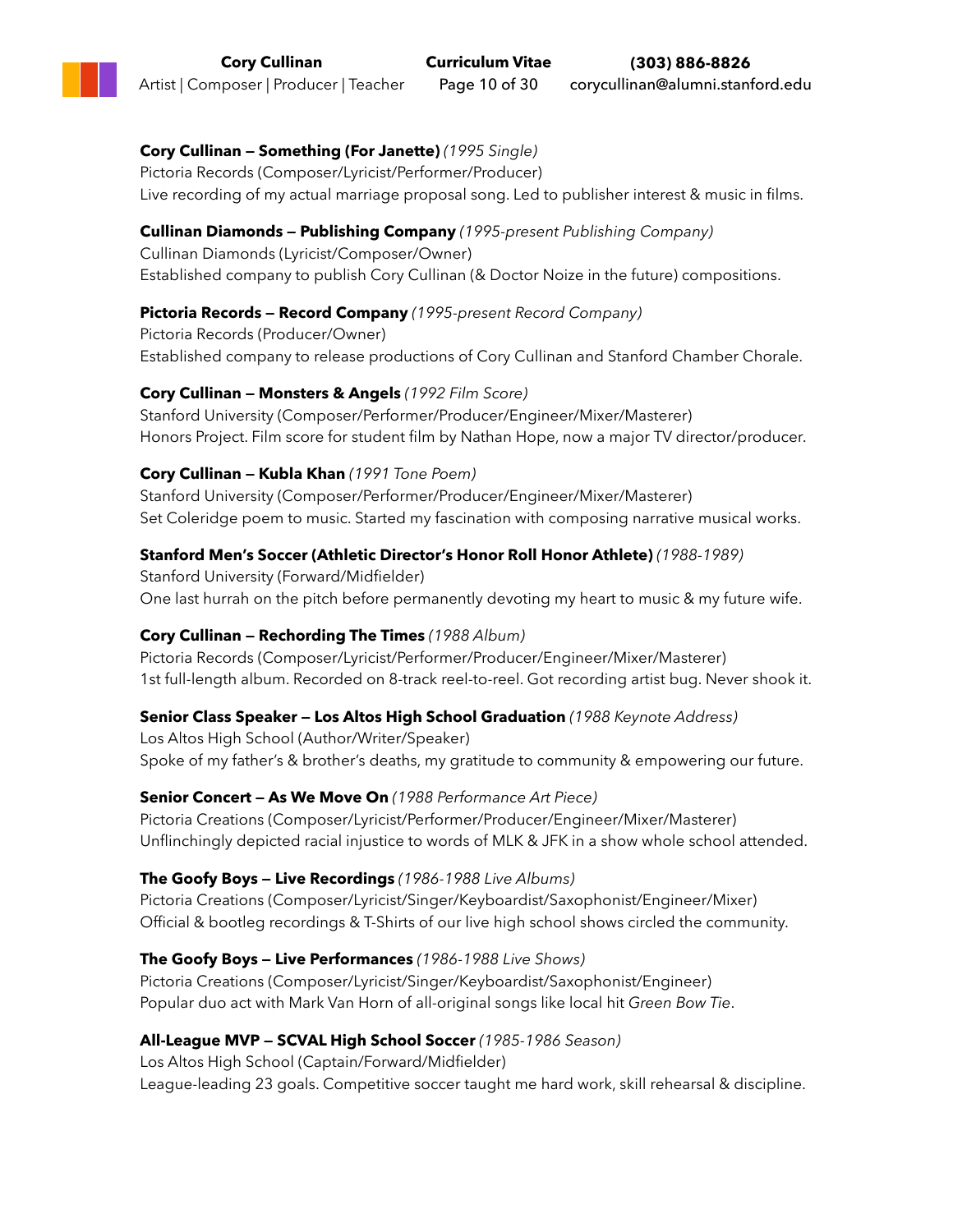**Cory Cullinan — Something (For Janette)** *(1995 Single)*
Pictoria Records (Composer/Lyricist/Performer/Producer)
Live recording of my actual marriage proposal song. Led to publisher interest & music in films.

**Cullinan Diamonds — Publishing Company** *(1995-present Publishing Company)*
Cullinan Diamonds (Lyricist/Composer/Owner)
Established company to publish Cory Cullinan (& Doctor Noize in the future) compositions.

**Pictoria Records — Record Company** *(1995-present Record Company)*
Pictoria Records (Producer/Owner)
Established company to release productions of Cory Cullinan and Stanford Chamber Chorale.

**Cory Cullinan — Monsters & Angels** *(1992 Film Score)*
Stanford University (Composer/Performer/Producer/Engineer/Mixer/Masterer)
Honors Project. Film score for student film by Nathan Hope, now a major TV director/producer.

**Cory Cullinan — Kubla Khan** *(1991 Tone Poem)*
Stanford University (Composer/Performer/Producer/Engineer/Mixer/Masterer)
Set Coleridge poem to music. Started my fascination with composing narrative musical works.

**Stanford Men's Soccer (Athletic Director's Honor Roll Honor Athlete)** *(1988-1989)*
Stanford University (Forward/Midfielder)
One last hurrah on the pitch before permanently devoting my heart to music & my future wife.

**Cory Cullinan — Rechording The Times** *(1988 Album)*
Pictoria Records (Composer/Lyricist/Performer/Producer/Engineer/Mixer/Masterer)
1st full-length album. Recorded on 8-track reel-to-reel. Got recording artist bug. Never shook it.

**Senior Class Speaker — Los Altos High School Graduation** *(1988 Keynote Address)*
Los Altos High School (Author/Writer/Speaker)
Spoke of my father's & brother's deaths, my gratitude to community & empowering our future.

**Senior Concert — As We Move On** *(1988 Performance Art Piece)*
Pictoria Creations (Composer/Lyricist/Performer/Producer/Engineer/Mixer/Masterer)
Unflinchingly depicted racial injustice to words of MLK & JFK in a show whole school attended.

**The Goofy Boys — Live Recordings** *(1986-1988 Live Albums)*
Pictoria Creations (Composer/Lyricist/Singer/Keyboardist/Saxophonist/Engineer/Mixer)
Official & bootleg recordings & T-Shirts of our live high school shows circled the community.

**The Goofy Boys — Live Performances** *(1986-1988 Live Shows)*
Pictoria Creations (Composer/Lyricist/Singer/Keyboardist/Saxophonist/Engineer)
Popular duo act with Mark Van Horn of all-original songs like local hit *Green Bow Tie*.

**All-League MVP — SCVAL High School Soccer** *(1985-1986 Season)*
Los Altos High School (Captain/Forward/Midfielder)
League-leading 23 goals. Competitive soccer taught me hard work, skill rehearsal & discipline.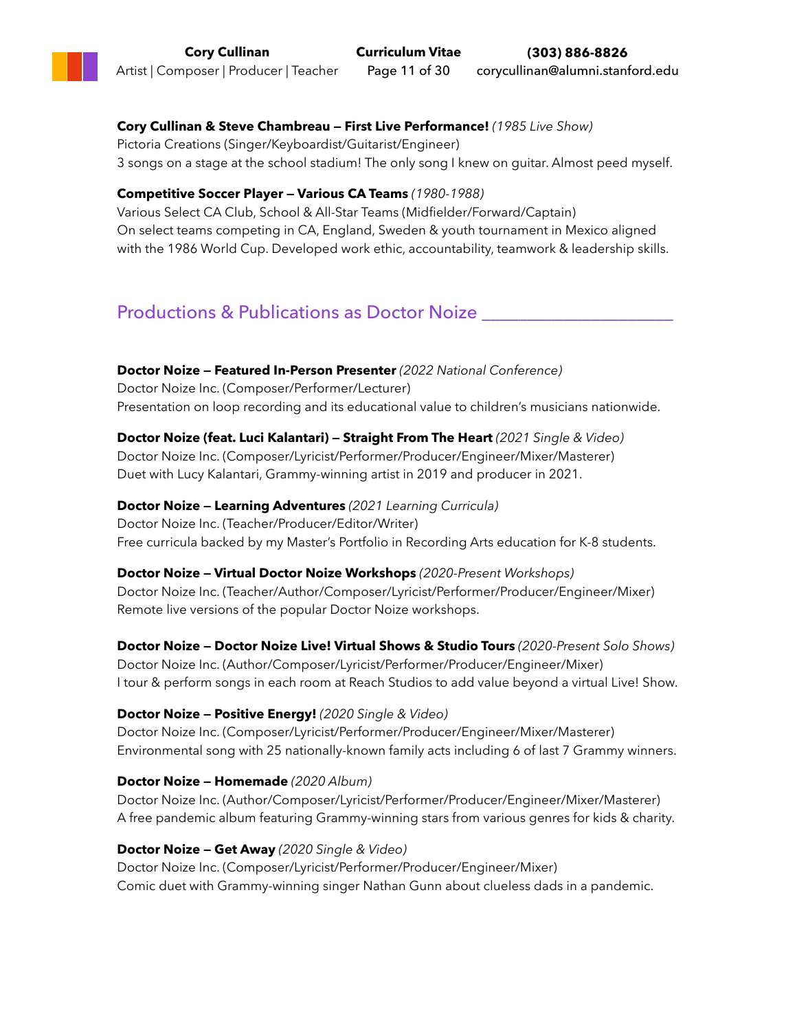**Cory Cullinan & Steve Chambreau — First Live Performance!** *(1985 Live Show)*
Pictoria Creations (Singer/Keyboardist/Guitarist/Engineer)
3 songs on a stage at the school stadium! The only song I knew on guitar. Almost peed myself.

**Competitive Soccer Player — Various CA Teams** *(1980-1988)*
Various Select CA Club, School & All-Star Teams (Midfielder/Forward/Captain)
On select teams competing in CA, England, Sweden & youth tournament in Mexico aligned with the 1986 World Cup. Developed work ethic, accountability, teamwork & leadership skills.

## Productions & Publications as Doctor Noize

**Doctor Noize — Featured In-Person Presenter** *(2022 National Conference)*
Doctor Noize Inc. (Composer/Performer/Lecturer)
Presentation on loop recording and its educational value to children's musicians nationwide.

**Doctor Noize (feat. Luci Kalantari) — Straight From The Heart** *(2021 Single & Video)*
Doctor Noize Inc. (Composer/Lyricist/Performer/Producer/Engineer/Mixer/Masterer)
Duet with Lucy Kalantari, Grammy-winning artist in 2019 and producer in 2021.

**Doctor Noize — Learning Adventures** *(2021 Learning Curricula)*
Doctor Noize Inc. (Teacher/Producer/Editor/Writer)
Free curricula backed by my Master's Portfolio in Recording Arts education for K-8 students.

**Doctor Noize — Virtual Doctor Noize Workshops** *(2020-Present Workshops)*
Doctor Noize Inc. (Teacher/Author/Composer/Lyricist/Performer/Producer/Engineer/Mixer)
Remote live versions of the popular Doctor Noize workshops.

**Doctor Noize — Doctor Noize Live! Virtual Shows & Studio Tours** *(2020-Present Solo Shows)*
Doctor Noize Inc. (Author/Composer/Lyricist/Performer/Producer/Engineer/Mixer)
I tour & perform songs in each room at Reach Studios to add value beyond a virtual Live! Show.

**Doctor Noize — Positive Energy!** *(2020 Single & Video)*
Doctor Noize Inc. (Composer/Lyricist/Performer/Producer/Engineer/Mixer/Masterer)
Environmental song with 25 nationally-known family acts including 6 of last 7 Grammy winners.

**Doctor Noize — Homemade** *(2020 Album)*
Doctor Noize Inc. (Author/Composer/Lyricist/Performer/Producer/Engineer/Mixer/Masterer)
A free pandemic album featuring Grammy-winning stars from various genres for kids & charity.

**Doctor Noize — Get Away** *(2020 Single & Video)*
Doctor Noize Inc. (Composer/Lyricist/Performer/Producer/Engineer/Mixer)
Comic duet with Grammy-winning singer Nathan Gunn about clueless dads in a pandemic.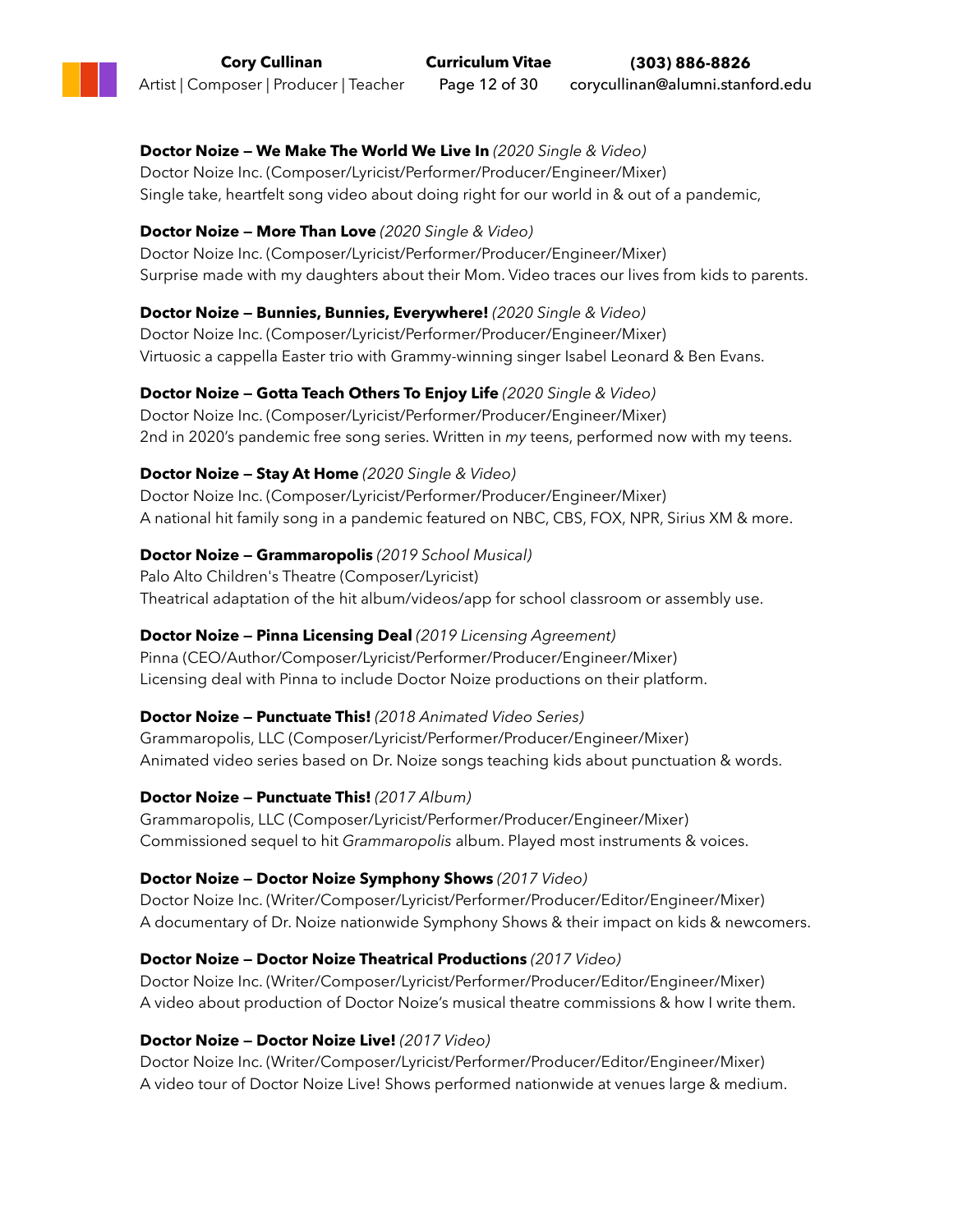**Doctor Noize — We Make The World We Live In** *(2020 Single & Video)*
Doctor Noize Inc. (Composer/Lyricist/Performer/Producer/Engineer/Mixer)
Single take, heartfelt song video about doing right for our world in & out of a pandemic,

**Doctor Noize — More Than Love** *(2020 Single & Video)*
Doctor Noize Inc. (Composer/Lyricist/Performer/Producer/Engineer/Mixer)
Surprise made with my daughters about their Mom. Video traces our lives from kids to parents.

**Doctor Noize — Bunnies, Bunnies, Everywhere!** *(2020 Single & Video)*
Doctor Noize Inc. (Composer/Lyricist/Performer/Producer/Engineer/Mixer)
Virtuosic a cappella Easter trio with Grammy-winning singer Isabel Leonard & Ben Evans.

**Doctor Noize — Gotta Teach Others To Enjoy Life** *(2020 Single & Video)*
Doctor Noize Inc. (Composer/Lyricist/Performer/Producer/Engineer/Mixer)
2nd in 2020's pandemic free song series. Written in *my* teens, performed now with my teens.

**Doctor Noize — Stay At Home** *(2020 Single & Video)*
Doctor Noize Inc. (Composer/Lyricist/Performer/Producer/Engineer/Mixer)
A national hit family song in a pandemic featured on NBC, CBS, FOX, NPR, Sirius XM & more.

**Doctor Noize — Grammaropolis** *(2019 School Musical)*
Palo Alto Children's Theatre (Composer/Lyricist)
Theatrical adaptation of the hit album/videos/app for school classroom or assembly use.

**Doctor Noize — Pinna Licensing Deal** *(2019 Licensing Agreement)*
Pinna (CEO/Author/Composer/Lyricist/Performer/Producer/Engineer/Mixer)
Licensing deal with Pinna to include Doctor Noize productions on their platform.

**Doctor Noize — Punctuate This!** *(2018 Animated Video Series)*
Grammaropolis, LLC (Composer/Lyricist/Performer/Producer/Engineer/Mixer)
Animated video series based on Dr. Noize songs teaching kids about punctuation & words.

**Doctor Noize — Punctuate This!** *(2017 Album)*
Grammaropolis, LLC (Composer/Lyricist/Performer/Producer/Engineer/Mixer)
Commissioned sequel to hit *Grammaropolis* album. Played most instruments & voices.

**Doctor Noize — Doctor Noize Symphony Shows** *(2017 Video)*
Doctor Noize Inc. (Writer/Composer/Lyricist/Performer/Producer/Editor/Engineer/Mixer)
A documentary of Dr. Noize nationwide Symphony Shows & their impact on kids & newcomers.

**Doctor Noize — Doctor Noize Theatrical Productions** *(2017 Video)*
Doctor Noize Inc. (Writer/Composer/Lyricist/Performer/Producer/Editor/Engineer/Mixer)
A video about production of Doctor Noize's musical theatre commissions & how I write them.

**Doctor Noize — Doctor Noize Live!** *(2017 Video)*
Doctor Noize Inc. (Writer/Composer/Lyricist/Performer/Producer/Editor/Engineer/Mixer)
A video tour of Doctor Noize Live! Shows performed nationwide at venues large & medium.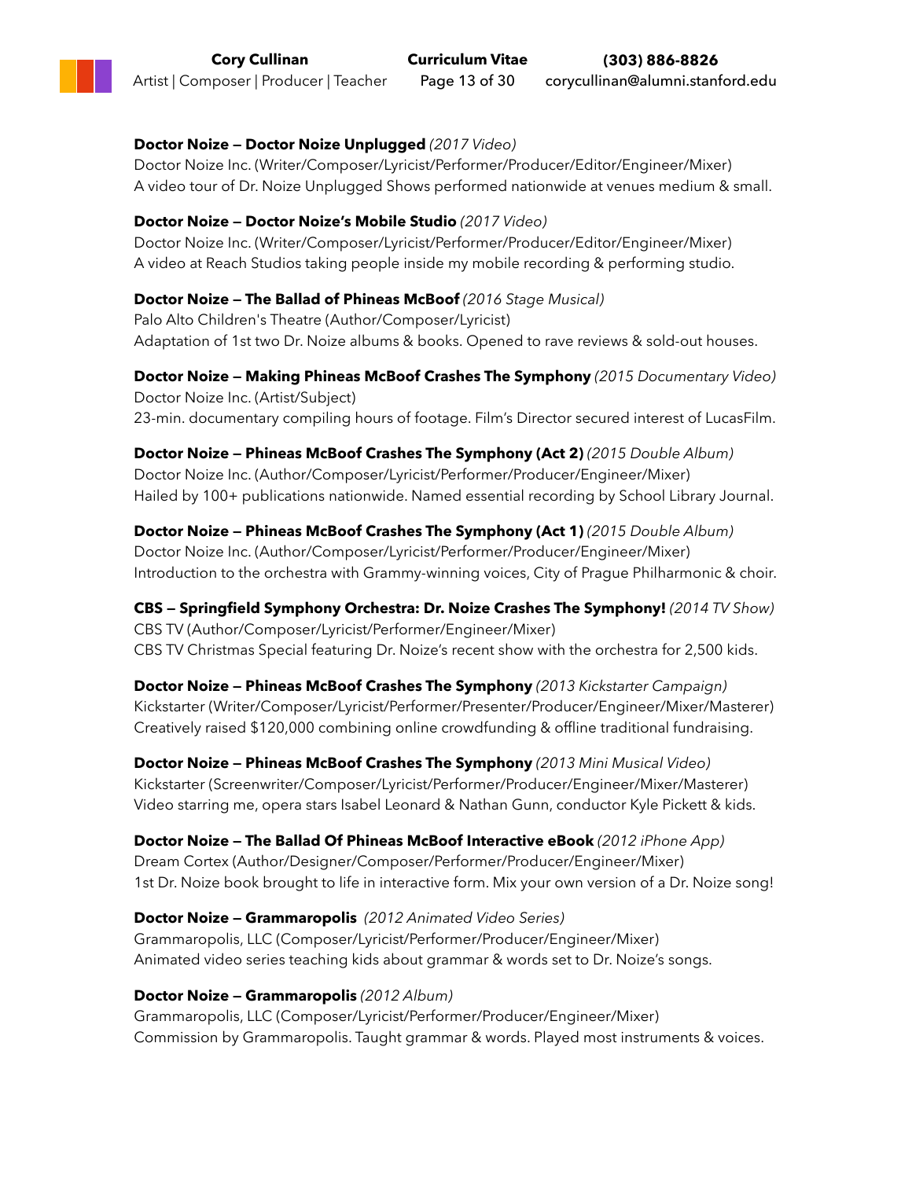**Doctor Noize — Doctor Noize Unplugged** *(2017 Video)*
Doctor Noize Inc. (Writer/Composer/Lyricist/Performer/Producer/Editor/Engineer/Mixer)
A video tour of Dr. Noize Unplugged Shows performed nationwide at venues medium & small.

**Doctor Noize — Doctor Noize's Mobile Studio** *(2017 Video)*
Doctor Noize Inc. (Writer/Composer/Lyricist/Performer/Producer/Editor/Engineer/Mixer)
A video at Reach Studios taking people inside my mobile recording & performing studio.

**Doctor Noize — The Ballad of Phineas McBoof** *(2016 Stage Musical)*
Palo Alto Children's Theatre (Author/Composer/Lyricist)
Adaptation of 1st two Dr. Noize albums & books. Opened to rave reviews & sold-out houses.

**Doctor Noize — Making Phineas McBoof Crashes The Symphony** *(2015 Documentary Video)*
Doctor Noize Inc. (Artist/Subject)
23-min. documentary compiling hours of footage. Film's Director secured interest of LucasFilm.

**Doctor Noize — Phineas McBoof Crashes The Symphony (Act 2)** *(2015 Double Album)*
Doctor Noize Inc. (Author/Composer/Lyricist/Performer/Producer/Engineer/Mixer)
Hailed by 100+ publications nationwide. Named essential recording by School Library Journal.

**Doctor Noize — Phineas McBoof Crashes The Symphony (Act 1)** *(2015 Double Album)*
Doctor Noize Inc. (Author/Composer/Lyricist/Performer/Producer/Engineer/Mixer)
Introduction to the orchestra with Grammy-winning voices, City of Prague Philharmonic & choir.

**CBS — Springfield Symphony Orchestra: Dr. Noize Crashes The Symphony!** *(2014 TV Show)*
CBS TV (Author/Composer/Lyricist/Performer/Engineer/Mixer)
CBS TV Christmas Special featuring Dr. Noize's recent show with the orchestra for 2,500 kids.

**Doctor Noize — Phineas McBoof Crashes The Symphony** *(2013 Kickstarter Campaign)*
Kickstarter (Writer/Composer/Lyricist/Performer/Presenter/Producer/Engineer/Mixer/Masterer)
Creatively raised $120,000 combining online crowdfunding & offline traditional fundraising.

**Doctor Noize — Phineas McBoof Crashes The Symphony** *(2013 Mini Musical Video)*
Kickstarter (Screenwriter/Composer/Lyricist/Performer/Producer/Engineer/Mixer/Masterer)
Video starring me, opera stars Isabel Leonard & Nathan Gunn, conductor Kyle Pickett & kids.

**Doctor Noize — The Ballad Of Phineas McBoof Interactive eBook** *(2012 iPhone App)*
Dream Cortex (Author/Designer/Composer/Performer/Producer/Engineer/Mixer)
1st Dr. Noize book brought to life in interactive form. Mix your own version of a Dr. Noize song!

**Doctor Noize — Grammaropolis** *(2012 Animated Video Series)*
Grammaropolis, LLC (Composer/Lyricist/Performer/Producer/Engineer/Mixer)
Animated video series teaching kids about grammar & words set to Dr. Noize's songs.

**Doctor Noize — Grammaropolis** *(2012 Album)*
Grammaropolis, LLC (Composer/Lyricist/Performer/Producer/Engineer/Mixer)
Commission by Grammaropolis. Taught grammar & words. Played most instruments & voices.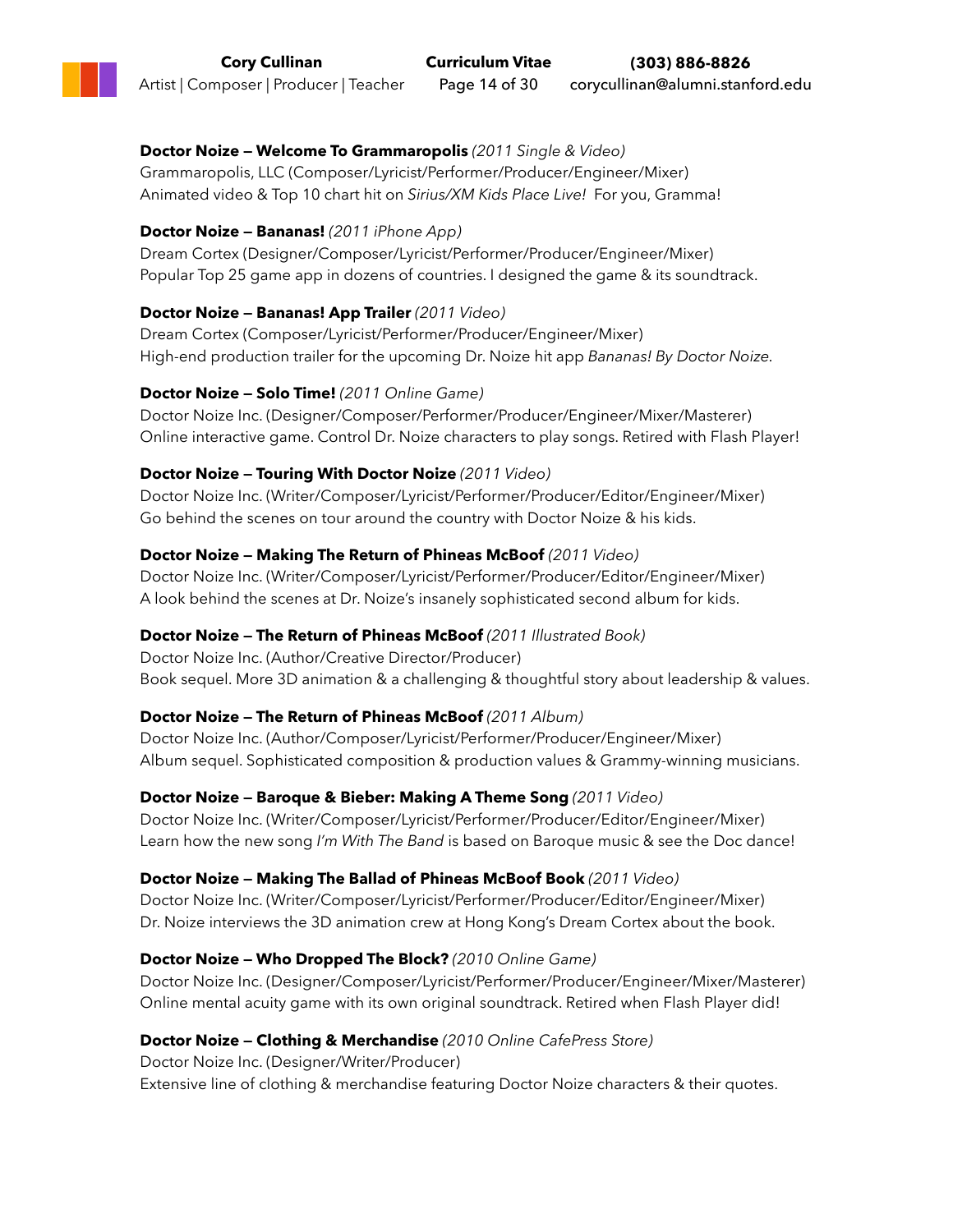**Doctor Noize — Welcome To Grammaropolis** *(2011 Single & Video)*
Grammaropolis, LLC (Composer/Lyricist/Performer/Producer/Engineer/Mixer)
Animated video & Top 10 chart hit on *Sirius/XM Kids Place Live!* For you, Gramma!

**Doctor Noize — Bananas!** *(2011 iPhone App)*
Dream Cortex (Designer/Composer/Lyricist/Performer/Producer/Engineer/Mixer)
Popular Top 25 game app in dozens of countries. I designed the game & its soundtrack.

**Doctor Noize — Bananas! App Trailer** *(2011 Video)*
Dream Cortex (Composer/Lyricist/Performer/Producer/Engineer/Mixer)
High-end production trailer for the upcoming Dr. Noize hit app *Bananas! By Doctor Noize.*

**Doctor Noize — Solo Time!** *(2011 Online Game)*
Doctor Noize Inc. (Designer/Composer/Performer/Producer/Engineer/Mixer/Masterer)
Online interactive game. Control Dr. Noize characters to play songs. Retired with Flash Player!

**Doctor Noize — Touring With Doctor Noize** *(2011 Video)*
Doctor Noize Inc. (Writer/Composer/Lyricist/Performer/Producer/Editor/Engineer/Mixer)
Go behind the scenes on tour around the country with Doctor Noize & his kids.

**Doctor Noize — Making The Return of Phineas McBoof** *(2011 Video)*
Doctor Noize Inc. (Writer/Composer/Lyricist/Performer/Producer/Editor/Engineer/Mixer)
A look behind the scenes at Dr. Noize's insanely sophisticated second album for kids.

**Doctor Noize — The Return of Phineas McBoof** *(2011 Illustrated Book)*
Doctor Noize Inc. (Author/Creative Director/Producer)
Book sequel. More 3D animation & a challenging & thoughtful story about leadership & values.

**Doctor Noize — The Return of Phineas McBoof** *(2011 Album)*
Doctor Noize Inc. (Author/Composer/Lyricist/Performer/Producer/Engineer/Mixer)
Album sequel. Sophisticated composition & production values & Grammy-winning musicians.

**Doctor Noize — Baroque & Bieber: Making A Theme Song** *(2011 Video)*
Doctor Noize Inc. (Writer/Composer/Lyricist/Performer/Producer/Editor/Engineer/Mixer)
Learn how the new song *I'm With The Band* is based on Baroque music & see the Doc dance!

**Doctor Noize — Making The Ballad of Phineas McBoof Book** *(2011 Video)*
Doctor Noize Inc. (Writer/Composer/Lyricist/Performer/Producer/Editor/Engineer/Mixer)
Dr. Noize interviews the 3D animation crew at Hong Kong's Dream Cortex about the book.

**Doctor Noize — Who Dropped The Block?** *(2010 Online Game)*
Doctor Noize Inc. (Designer/Composer/Lyricist/Performer/Producer/Engineer/Mixer/Masterer)
Online mental acuity game with its own original soundtrack. Retired when Flash Player did!

**Doctor Noize — Clothing & Merchandise** *(2010 Online CafePress Store)*
Doctor Noize Inc. (Designer/Writer/Producer)
Extensive line of clothing & merchandise featuring Doctor Noize characters & their quotes.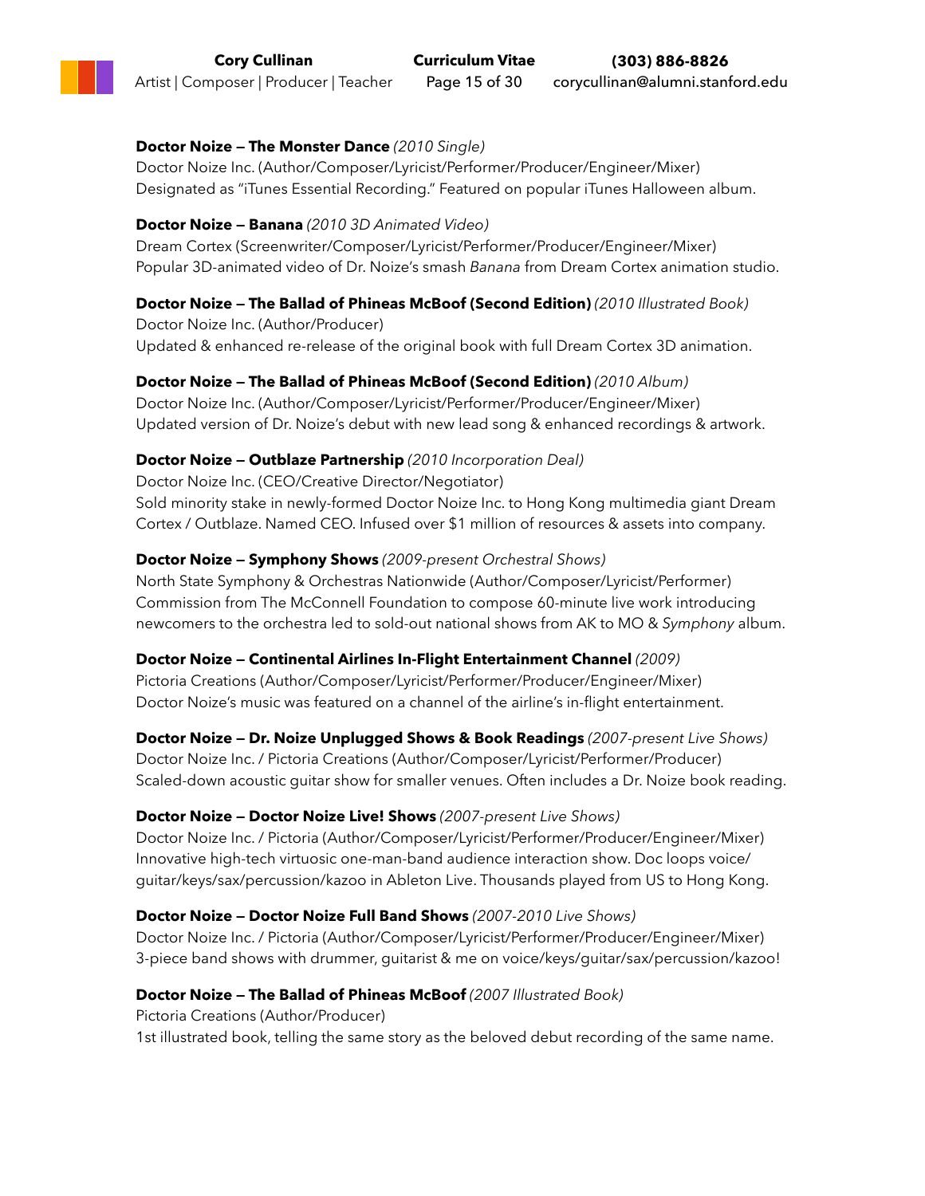**Doctor Noize — The Monster Dance** *(2010 Single)*
Doctor Noize Inc. (Author/Composer/Lyricist/Performer/Producer/Engineer/Mixer)
Designated as "iTunes Essential Recording." Featured on popular iTunes Halloween album.

**Doctor Noize — Banana** *(2010 3D Animated Video)*
Dream Cortex (Screenwriter/Composer/Lyricist/Performer/Producer/Engineer/Mixer)
Popular 3D-animated video of Dr. Noize's smash *Banana* from Dream Cortex animation studio.

**Doctor Noize — The Ballad of Phineas McBoof (Second Edition)** *(2010 Illustrated Book)*
Doctor Noize Inc. (Author/Producer)
Updated & enhanced re-release of the original book with full Dream Cortex 3D animation.

**Doctor Noize — The Ballad of Phineas McBoof (Second Edition)** *(2010 Album)*
Doctor Noize Inc. (Author/Composer/Lyricist/Performer/Producer/Engineer/Mixer)
Updated version of Dr. Noize's debut with new lead song & enhanced recordings & artwork.

**Doctor Noize — Outblaze Partnership** *(2010 Incorporation Deal)*
Doctor Noize Inc. (CEO/Creative Director/Negotiator)
Sold minority stake in newly-formed Doctor Noize Inc. to Hong Kong multimedia giant Dream Cortex / Outblaze. Named CEO. Infused over $1 million of resources & assets into company.

**Doctor Noize — Symphony Shows** *(2009-present Orchestral Shows)*
North State Symphony & Orchestras Nationwide (Author/Composer/Lyricist/Performer)
Commission from The McConnell Foundation to compose 60-minute live work introducing newcomers to the orchestra led to sold-out national shows from AK to MO & *Symphony* album.

**Doctor Noize — Continental Airlines In-Flight Entertainment Channel** *(2009)*
Pictoria Creations (Author/Composer/Lyricist/Performer/Producer/Engineer/Mixer)
Doctor Noize's music was featured on a channel of the airline's in-flight entertainment.

**Doctor Noize — Dr. Noize Unplugged Shows & Book Readings** *(2007-present Live Shows)*
Doctor Noize Inc. / Pictoria Creations (Author/Composer/Lyricist/Performer/Producer)
Scaled-down acoustic guitar show for smaller venues. Often includes a Dr. Noize book reading.

**Doctor Noize — Doctor Noize Live! Shows** *(2007-present Live Shows)*
Doctor Noize Inc. / Pictoria (Author/Composer/Lyricist/Performer/Producer/Engineer/Mixer)
Innovative high-tech virtuosic one-man-band audience interaction show. Doc loops voice/guitar/keys/sax/percussion/kazoo in Ableton Live. Thousands played from US to Hong Kong.

**Doctor Noize — Doctor Noize Full Band Shows** *(2007-2010 Live Shows)*
Doctor Noize Inc. / Pictoria (Author/Composer/Lyricist/Performer/Producer/Engineer/Mixer)
3-piece band shows with drummer, guitarist & me on voice/keys/guitar/sax/percussion/kazoo!

**Doctor Noize — The Ballad of Phineas McBoof** *(2007 Illustrated Book)*
Pictoria Creations (Author/Producer)
1st illustrated book, telling the same story as the beloved debut recording of the same name.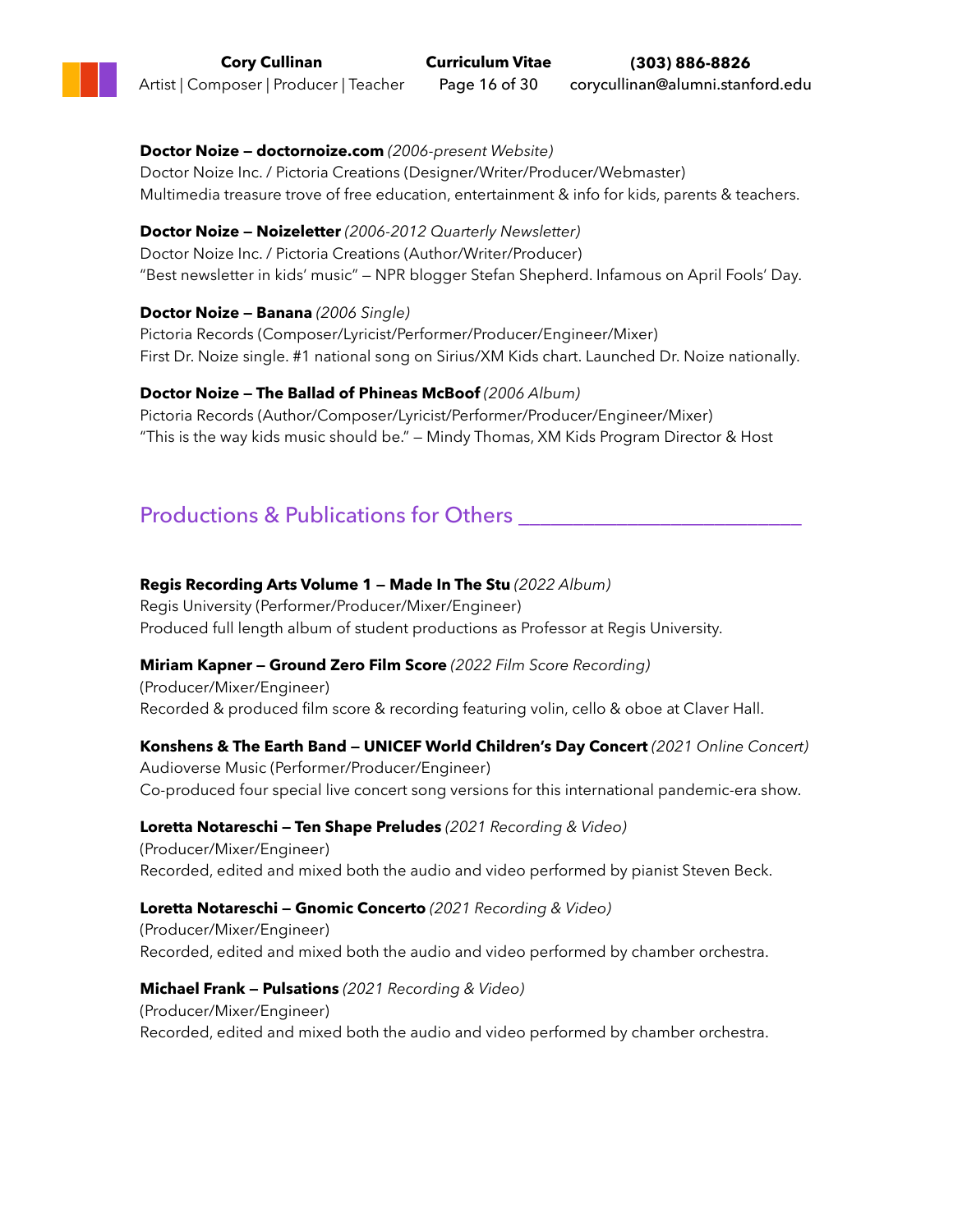**Doctor Noize — doctornoize.com** *(2006-present Website)*
Doctor Noize Inc. / Pictoria Creations (Designer/Writer/Producer/Webmaster)
Multimedia treasure trove of free education, entertainment & info for kids, parents & teachers.

**Doctor Noize — Noizeletter** *(2006-2012 Quarterly Newsletter)*
Doctor Noize Inc. / Pictoria Creations (Author/Writer/Producer)
"Best newsletter in kids' music" — NPR blogger Stefan Shepherd. Infamous on April Fools' Day.

**Doctor Noize — Banana** *(2006 Single)*
Pictoria Records (Composer/Lyricist/Performer/Producer/Engineer/Mixer)
First Dr. Noize single. #1 national song on Sirius/XM Kids chart. Launched Dr. Noize nationally.

**Doctor Noize — The Ballad of Phineas McBoof** *(2006 Album)*
Pictoria Records (Author/Composer/Lyricist/Performer/Producer/Engineer/Mixer)
"This is the way kids music should be." — Mindy Thomas, XM Kids Program Director & Host

## Productions & Publications for Others

**Regis Recording Arts Volume 1 — Made In The Stu** *(2022 Album)*
Regis University (Performer/Producer/Mixer/Engineer)
Produced full length album of student productions as Professor at Regis University.

**Miriam Kapner — Ground Zero Film Score** *(2022 Film Score Recording)*
(Producer/Mixer/Engineer)
Recorded & produced film score & recording featuring volin, cello & oboe at Claver Hall.

**Konshens & The Earth Band — UNICEF World Children's Day Concert** *(2021 Online Concert)*
Audioverse Music (Performer/Producer/Engineer)
Co-produced four special live concert song versions for this international pandemic-era show.

**Loretta Notareschi — Ten Shape Preludes** *(2021 Recording & Video)*
(Producer/Mixer/Engineer)
Recorded, edited and mixed both the audio and video performed by pianist Steven Beck.

**Loretta Notareschi — Gnomic Concerto** *(2021 Recording & Video)*
(Producer/Mixer/Engineer)
Recorded, edited and mixed both the audio and video performed by chamber orchestra.

**Michael Frank — Pulsations** *(2021 Recording & Video)*
(Producer/Mixer/Engineer)
Recorded, edited and mixed both the audio and video performed by chamber orchestra.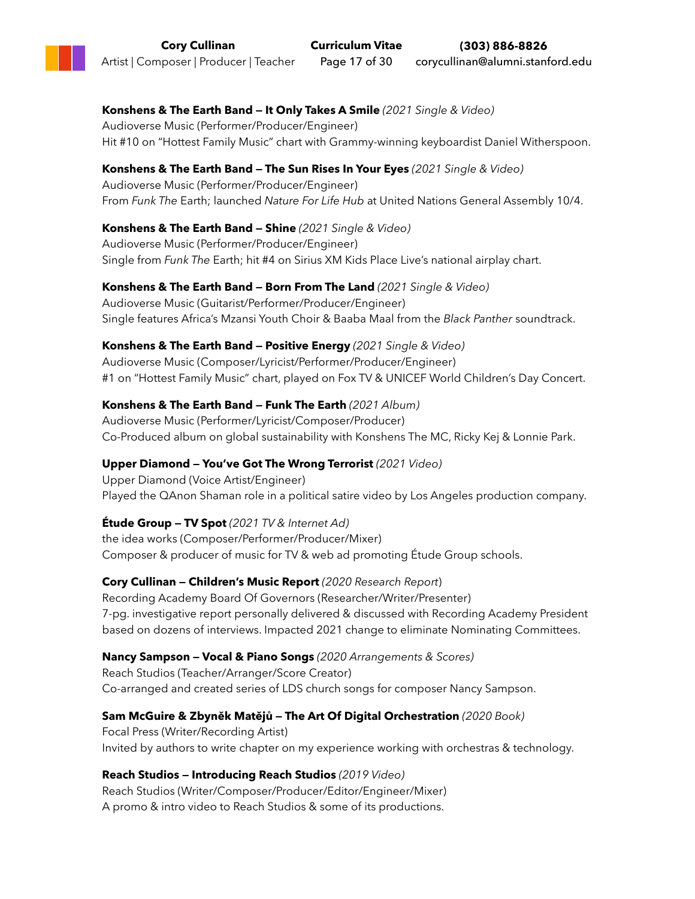**Konshens & The Earth Band — It Only Takes A Smile** *(2021 Single & Video)*
Audioverse Music (Performer/Producer/Engineer)
Hit #10 on "Hottest Family Music" chart with Grammy-winning keyboardist Daniel Witherspoon.

**Konshens & The Earth Band — The Sun Rises In Your Eyes** *(2021 Single & Video)*
Audioverse Music (Performer/Producer/Engineer)
From *Funk The* Earth; launched *Nature For Life Hub* at United Nations General Assembly 10/4.

**Konshens & The Earth Band — Shine** *(2021 Single & Video)*
Audioverse Music (Performer/Producer/Engineer)
Single from *Funk The* Earth; hit #4 on Sirius XM Kids Place Live's national airplay chart.

**Konshens & The Earth Band — Born From The Land** *(2021 Single & Video)*
Audioverse Music (Guitarist/Performer/Producer/Engineer)
Single features Africa's Mzansi Youth Choir & Baaba Maal from the *Black Panther* soundtrack.

**Konshens & The Earth Band — Positive Energy** *(2021 Single & Video)*
Audioverse Music (Composer/Lyricist/Performer/Producer/Engineer)
#1 on "Hottest Family Music" chart, played on Fox TV & UNICEF World Children's Day Concert.

**Konshens & The Earth Band — Funk The Earth** *(2021 Album)*
Audioverse Music (Performer/Lyricist/Composer/Producer)
Co-Produced album on global sustainability with Konshens The MC, Ricky Kej & Lonnie Park.

**Upper Diamond — You've Got The Wrong Terrorist** *(2021 Video)*
Upper Diamond (Voice Artist/Engineer)
Played the QAnon Shaman role in a political satire video by Los Angeles production company.

**Étude Group — TV Spot** *(2021 TV & Internet Ad)*
the idea works (Composer/Performer/Producer/Mixer)
Composer & producer of music for TV & web ad promoting Étude Group schools.

**Cory Cullinan — Children's Music Report** *(2020 Research Report)*
Recording Academy Board Of Governors (Researcher/Writer/Presenter)
7-pg. investigative report personally delivered & discussed with Recording Academy President based on dozens of interviews. Impacted 2021 change to eliminate Nominating Committees.

**Nancy Sampson — Vocal & Piano Songs** *(2020 Arrangements & Scores)*
Reach Studios (Teacher/Arranger/Score Creator)
Co-arranged and created series of LDS church songs for composer Nancy Sampson.

**Sam McGuire & Zbyněk Matějů — The Art Of Digital Orchestration** *(2020 Book)*
Focal Press (Writer/Recording Artist)
Invited by authors to write chapter on my experience working with orchestras & technology.

**Reach Studios — Introducing Reach Studios** *(2019 Video)*
Reach Studios (Writer/Composer/Producer/Editor/Engineer/Mixer)
A promo & intro video to Reach Studios & some of its productions.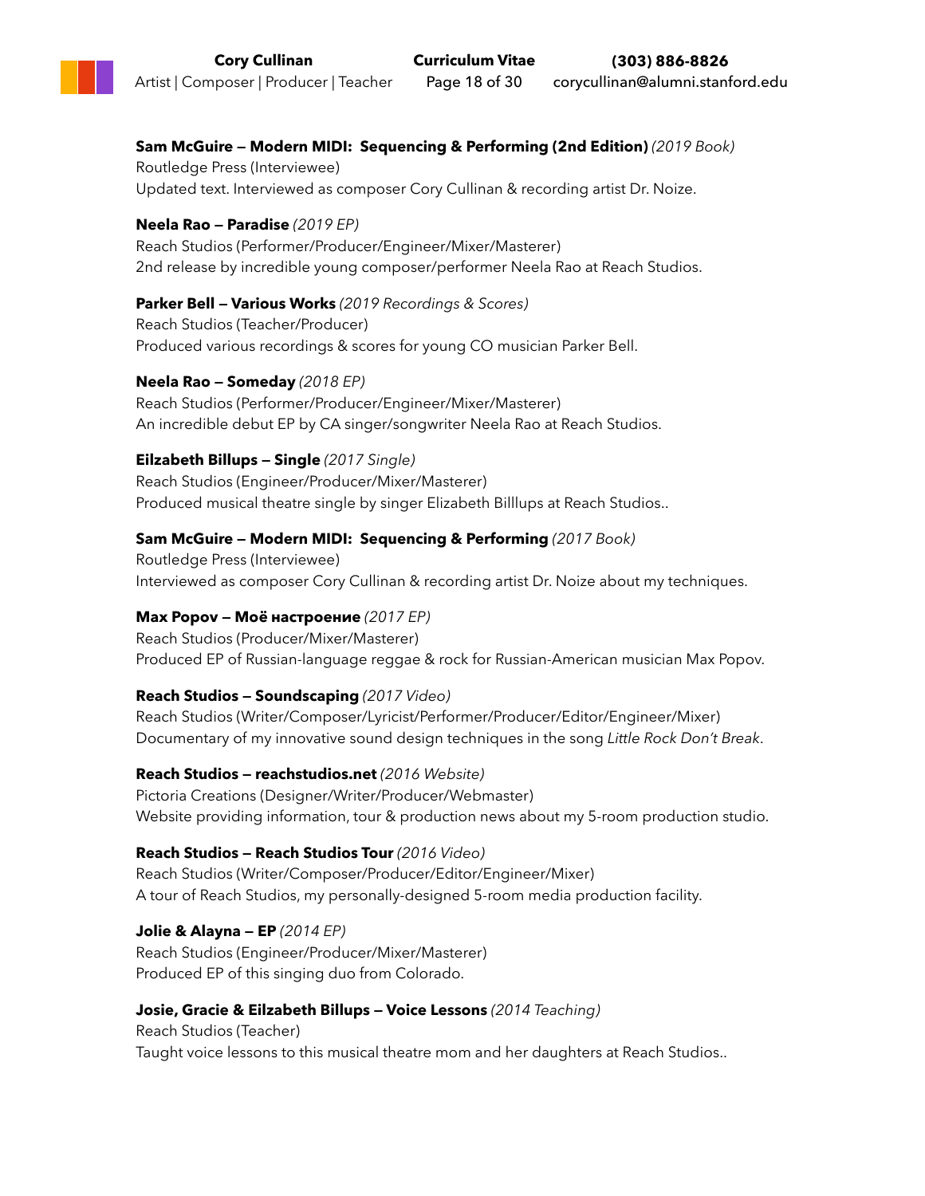**Sam McGuire — Modern MIDI: Sequencing & Performing (2nd Edition)** *(2019 Book)*
Routledge Press (Interviewee)
Updated text. Interviewed as composer Cory Cullinan & recording artist Dr. Noize.

**Neela Rao — Paradise** *(2019 EP)*
Reach Studios (Performer/Producer/Engineer/Mixer/Masterer)
2nd release by incredible young composer/performer Neela Rao at Reach Studios.

**Parker Bell — Various Works** *(2019 Recordings & Scores)*
Reach Studios (Teacher/Producer)
Produced various recordings & scores for young CO musician Parker Bell.

**Neela Rao — Someday** *(2018 EP)*
Reach Studios (Performer/Producer/Engineer/Mixer/Masterer)
An incredible debut EP by CA singer/songwriter Neela Rao at Reach Studios.

**Eilzabeth Billups — Single** *(2017 Single)*
Reach Studios (Engineer/Producer/Mixer/Masterer)
Produced musical theatre single by singer Elizabeth Billlups at Reach Studios..

**Sam McGuire — Modern MIDI: Sequencing & Performing** *(2017 Book)*
Routledge Press (Interviewee)
Interviewed as composer Cory Cullinan & recording artist Dr. Noize about my techniques.

**Max Popov — Моё настроение** *(2017 EP)*
Reach Studios (Producer/Mixer/Masterer)
Produced EP of Russian-language reggae & rock for Russian-American musician Max Popov.

**Reach Studios — Soundscaping** *(2017 Video)*
Reach Studios (Writer/Composer/Lyricist/Performer/Producer/Editor/Engineer/Mixer)
Documentary of my innovative sound design techniques in the song *Little Rock Don't Break*.

**Reach Studios — reachstudios.net** *(2016 Website)*
Pictoria Creations (Designer/Writer/Producer/Webmaster)
Website providing information, tour & production news about my 5-room production studio.

**Reach Studios — Reach Studios Tour** *(2016 Video)*
Reach Studios (Writer/Composer/Producer/Editor/Engineer/Mixer)
A tour of Reach Studios, my personally-designed 5-room media production facility.

**Jolie & Alayna — EP** *(2014 EP)*
Reach Studios (Engineer/Producer/Mixer/Masterer)
Produced EP of this singing duo from Colorado.

**Josie, Gracie & Eilzabeth Billups — Voice Lessons** *(2014 Teaching)*
Reach Studios (Teacher)
Taught voice lessons to this musical theatre mom and her daughters at Reach Studios..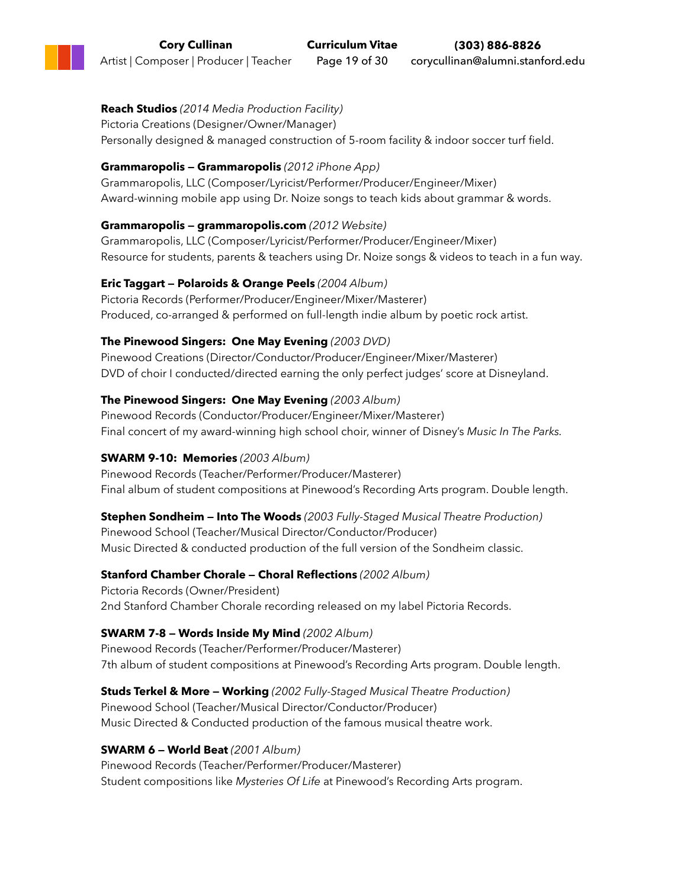**Reach Studios** *(2014 Media Production Facility)*
Pictoria Creations (Designer/Owner/Manager)
Personally designed & managed construction of 5-room facility & indoor soccer turf field.

**Grammaropolis — Grammaropolis** *(2012 iPhone App)*
Grammaropolis, LLC (Composer/Lyricist/Performer/Producer/Engineer/Mixer)
Award-winning mobile app using Dr. Noize songs to teach kids about grammar & words.

**Grammaropolis — grammaropolis.com** *(2012 Website)*
Grammaropolis, LLC (Composer/Lyricist/Performer/Producer/Engineer/Mixer)
Resource for students, parents & teachers using Dr. Noize songs & videos to teach in a fun way.

**Eric Taggart — Polaroids & Orange Peels** *(2004 Album)*
Pictoria Records (Performer/Producer/Engineer/Mixer/Masterer)
Produced, co-arranged & performed on full-length indie album by poetic rock artist.

**The Pinewood Singers: One May Evening** *(2003 DVD)*
Pinewood Creations (Director/Conductor/Producer/Engineer/Mixer/Masterer)
DVD of choir I conducted/directed earning the only perfect judges' score at Disneyland.

**The Pinewood Singers: One May Evening** *(2003 Album)*
Pinewood Records (Conductor/Producer/Engineer/Mixer/Masterer)
Final concert of my award-winning high school choir, winner of Disney's *Music In The Parks*.

**SWARM 9-10: Memories** *(2003 Album)*
Pinewood Records (Teacher/Performer/Producer/Masterer)
Final album of student compositions at Pinewood's Recording Arts program. Double length.

**Stephen Sondheim — Into The Woods** *(2003 Fully-Staged Musical Theatre Production)*
Pinewood School (Teacher/Musical Director/Conductor/Producer)
Music Directed & conducted production of the full version of the Sondheim classic.

**Stanford Chamber Chorale — Choral Reflections** *(2002 Album)*
Pictoria Records (Owner/President)
2nd Stanford Chamber Chorale recording released on my label Pictoria Records.

**SWARM 7-8 — Words Inside My Mind** *(2002 Album)*
Pinewood Records (Teacher/Performer/Producer/Masterer)
7th album of student compositions at Pinewood's Recording Arts program. Double length.

**Studs Terkel & More — Working** *(2002 Fully-Staged Musical Theatre Production)*
Pinewood School (Teacher/Musical Director/Conductor/Producer)
Music Directed & Conducted production of the famous musical theatre work.

**SWARM 6 — World Beat** *(2001 Album)*
Pinewood Records (Teacher/Performer/Producer/Masterer)
Student compositions like *Mysteries Of Life* at Pinewood's Recording Arts program.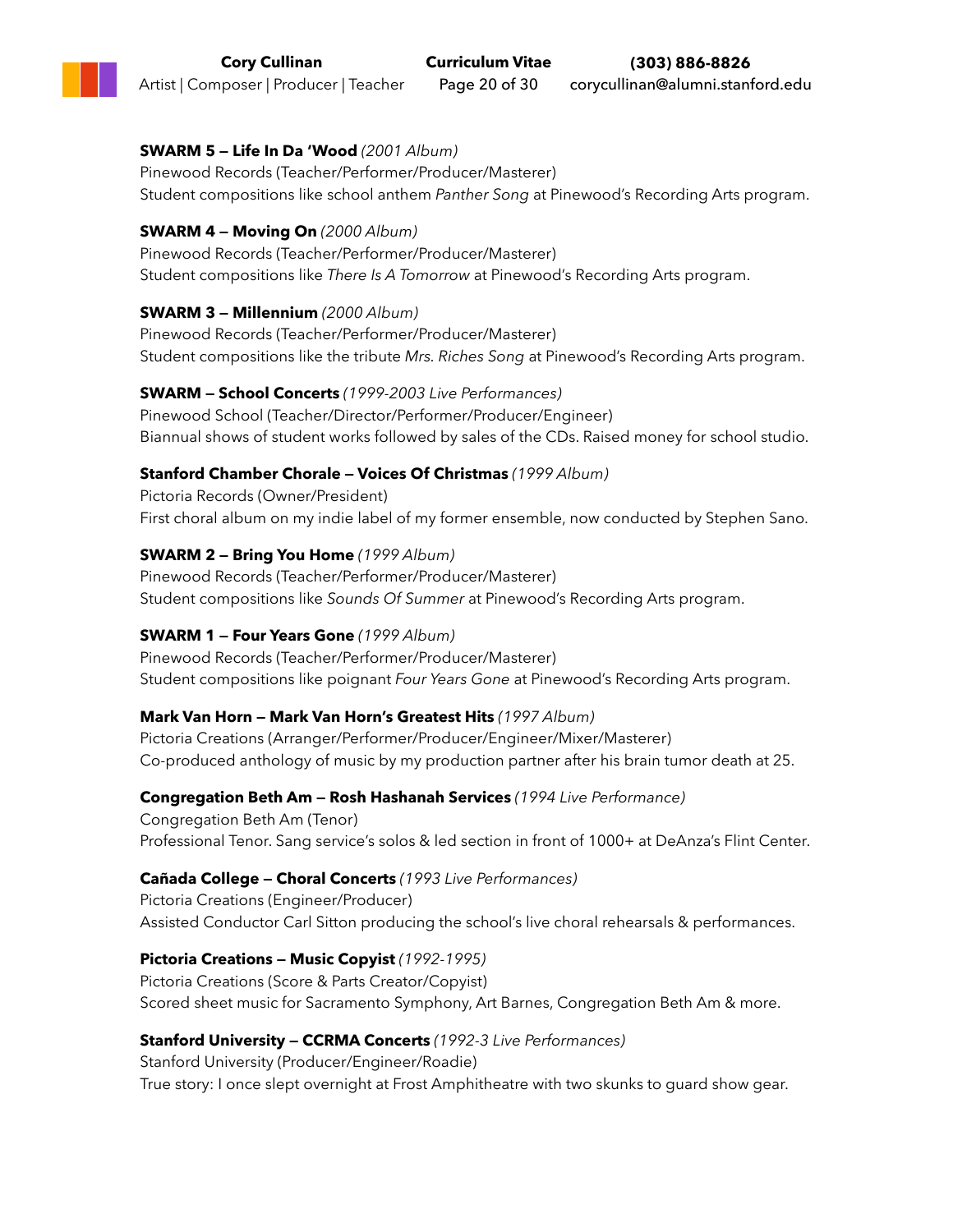**SWARM 5 — Life In Da 'Wood** *(2001 Album)*
Pinewood Records (Teacher/Performer/Producer/Masterer)
Student compositions like school anthem *Panther Song* at Pinewood's Recording Arts program.

**SWARM 4 — Moving On** *(2000 Album)*
Pinewood Records (Teacher/Performer/Producer/Masterer)
Student compositions like *There Is A Tomorrow* at Pinewood's Recording Arts program.

**SWARM 3 — Millennium** *(2000 Album)*
Pinewood Records (Teacher/Performer/Producer/Masterer)
Student compositions like the tribute *Mrs. Riches Song* at Pinewood's Recording Arts program.

**SWARM — School Concerts** *(1999-2003 Live Performances)*
Pinewood School (Teacher/Director/Performer/Producer/Engineer)
Biannual shows of student works followed by sales of the CDs. Raised money for school studio.

**Stanford Chamber Chorale — Voices Of Christmas** *(1999 Album)*
Pictoria Records (Owner/President)
First choral album on my indie label of my former ensemble, now conducted by Stephen Sano.

**SWARM 2 — Bring You Home** *(1999 Album)*
Pinewood Records (Teacher/Performer/Producer/Masterer)
Student compositions like *Sounds Of Summer* at Pinewood's Recording Arts program.

**SWARM 1 — Four Years Gone** *(1999 Album)*
Pinewood Records (Teacher/Performer/Producer/Masterer)
Student compositions like poignant *Four Years Gone* at Pinewood's Recording Arts program.

**Mark Van Horn — Mark Van Horn's Greatest Hits** *(1997 Album)*
Pictoria Creations (Arranger/Performer/Producer/Engineer/Mixer/Masterer)
Co-produced anthology of music by my production partner after his brain tumor death at 25.

**Congregation Beth Am — Rosh Hashanah Services** *(1994 Live Performance)*
Congregation Beth Am (Tenor)
Professional Tenor. Sang service's solos & led section in front of 1000+ at DeAnza's Flint Center.

**Cañada College — Choral Concerts** *(1993 Live Performances)*
Pictoria Creations (Engineer/Producer)
Assisted Conductor Carl Sitton producing the school's live choral rehearsals & performances.

**Pictoria Creations — Music Copyist** *(1992-1995)*
Pictoria Creations (Score & Parts Creator/Copyist)
Scored sheet music for Sacramento Symphony, Art Barnes, Congregation Beth Am & more.

**Stanford University — CCRMA Concerts** *(1992-3 Live Performances)*
Stanford University (Producer/Engineer/Roadie)
True story: I once slept overnight at Frost Amphitheatre with two skunks to guard show gear.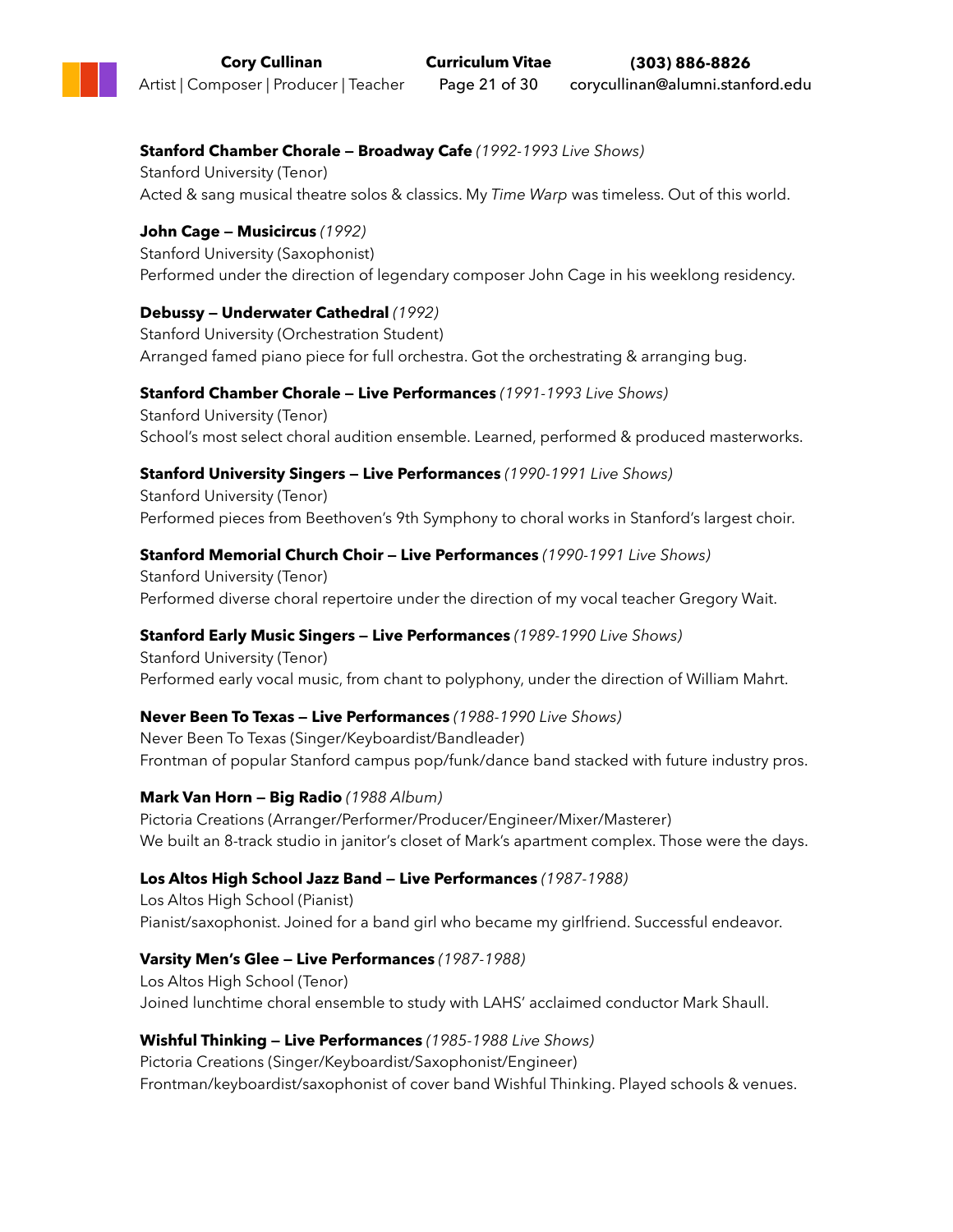**Stanford Chamber Chorale — Broadway Cafe** *(1992-1993 Live Shows)*
Stanford University (Tenor)
Acted & sang musical theatre solos & classics. My *Time Warp* was timeless. Out of this world.

**John Cage — Musicircus** *(1992)*
Stanford University (Saxophonist)
Performed under the direction of legendary composer John Cage in his weeklong residency.

**Debussy — Underwater Cathedral** *(1992)*
Stanford University (Orchestration Student)
Arranged famed piano piece for full orchestra. Got the orchestrating & arranging bug.

**Stanford Chamber Chorale — Live Performances** *(1991-1993 Live Shows)*
Stanford University (Tenor)
School's most select choral audition ensemble. Learned, performed & produced masterworks.

**Stanford University Singers — Live Performances** *(1990-1991 Live Shows)*
Stanford University (Tenor)
Performed pieces from Beethoven's 9th Symphony to choral works in Stanford's largest choir.

**Stanford Memorial Church Choir — Live Performances** *(1990-1991 Live Shows)*
Stanford University (Tenor)
Performed diverse choral repertoire under the direction of my vocal teacher Gregory Wait.

**Stanford Early Music Singers — Live Performances** *(1989-1990 Live Shows)*
Stanford University (Tenor)
Performed early vocal music, from chant to polyphony, under the direction of William Mahrt.

**Never Been To Texas — Live Performances** *(1988-1990 Live Shows)*
Never Been To Texas (Singer/Keyboardist/Bandleader)
Frontman of popular Stanford campus pop/funk/dance band stacked with future industry pros.

**Mark Van Horn — Big Radio** *(1988 Album)*
Pictoria Creations (Arranger/Performer/Producer/Engineer/Mixer/Masterer)
We built an 8-track studio in janitor's closet of Mark's apartment complex. Those were the days.

**Los Altos High School Jazz Band — Live Performances** *(1987-1988)*
Los Altos High School (Pianist)
Pianist/saxophonist. Joined for a band girl who became my girlfriend. Successful endeavor.

**Varsity Men's Glee — Live Performances** *(1987-1988)*
Los Altos High School (Tenor)
Joined lunchtime choral ensemble to study with LAHS' acclaimed conductor Mark Shaull.

**Wishful Thinking — Live Performances** *(1985-1988 Live Shows)*
Pictoria Creations (Singer/Keyboardist/Saxophonist/Engineer)
Frontman/keyboardist/saxophonist of cover band Wishful Thinking. Played schools & venues.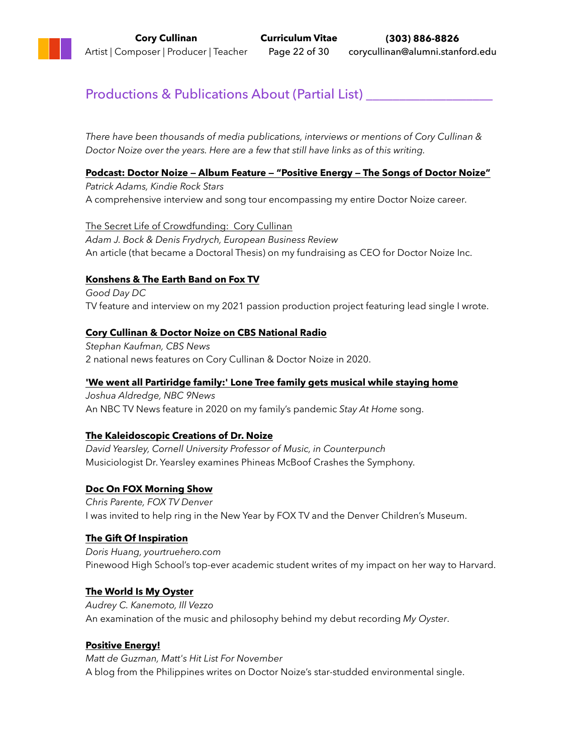## Productions & Publications About (Partial List)

*There have been thousands of media publications, interviews or mentions of Cory Cullinan & Doctor Noize over the years. Here are a few that still have links as of this writing.*

**Podcast: Doctor Noize — Album Feature — "Positive Energy — The Songs of Doctor Noize"**
*Patrick Adams, Kindie Rock Stars*
A comprehensive interview and song tour encompassing my entire Doctor Noize career.

The Secret Life of Crowdfunding: Cory Cullinan
*Adam J. Bock & Denis Frydrych, European Business Review*
An article (that became a Doctoral Thesis) on my fundraising as CEO for Doctor Noize Inc.

**Konshens & The Earth Band on Fox TV**
*Good Day DC*
TV feature and interview on my 2021 passion production project featuring lead single I wrote.

**Cory Cullinan & Doctor Noize on CBS National Radio**
*Stephan Kaufman, CBS News*
2 national news features on Cory Cullinan & Doctor Noize in 2020.

**'We went all Partiridge family:' Lone Tree family gets musical while staying home**
*Joshua Aldredge, NBC 9News*
An NBC TV News feature in 2020 on my family's pandemic *Stay At Home* song.

**The Kaleidoscopic Creations of Dr. Noize**
*David Yearsley, Cornell University Professor of Music, in Counterpunch*
Musiciologist Dr. Yearsley examines Phineas McBoof Crashes the Symphony.

**Doc On FOX Morning Show**
*Chris Parente, FOX TV Denver*
I was invited to help ring in the New Year by FOX TV and the Denver Children's Museum.

**The Gift Of Inspiration**
*Doris Huang, yourtruehero.com*
Pinewood High School's top-ever academic student writes of my impact on her way to Harvard.

**The World Is My Oyster**
*Audrey C. Kanemoto, Ill Vezzo*
An examination of the music and philosophy behind my debut recording *My Oyster*.

**Positive Energy!**
*Matt de Guzman, Matt's Hit List For November*
A blog from the Philippines writes on Doctor Noize's star-studded environmental single.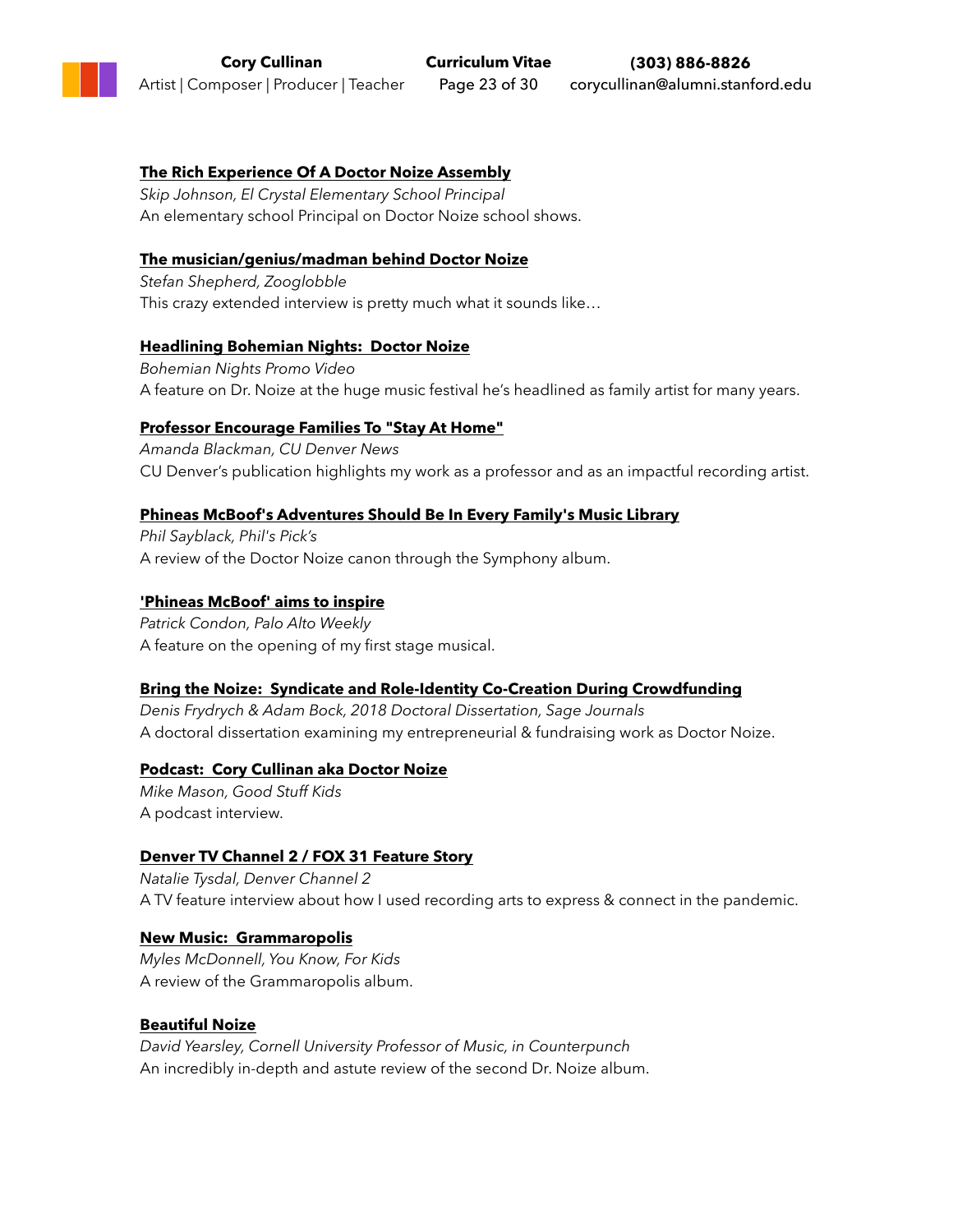**The Rich Experience Of A Doctor Noize Assembly**

*Skip Johnson, El Crystal Elementary School Principal*

An elementary school Principal on Doctor Noize school shows.

**The musician/genius/madman behind Doctor Noize**

*Stefan Shepherd, Zooglobble*

This crazy extended interview is pretty much what it sounds like…

**Headlining Bohemian Nights:  Doctor Noize**

*Bohemian Nights Promo Video*

A feature on Dr. Noize at the huge music festival he's headlined as family artist for many years.

**Professor Encourage Families To "Stay At Home"**

*Amanda Blackman, CU Denver News*

CU Denver's publication highlights my work as a professor and as an impactful recording artist.

**Phineas McBoof's Adventures Should Be In Every Family's Music Library**

*Phil Sayblack, Phil's Pick's*

A review of the Doctor Noize canon through the Symphony album.

**'Phineas McBoof' aims to inspire**

*Patrick Condon, Palo Alto Weekly*

A feature on the opening of my first stage musical.

**Bring the Noize:  Syndicate and Role-Identity Co-Creation During Crowdfunding**

*Denis Frydrych & Adam Bock, 2018 Doctoral Dissertation, Sage Journals*

A doctoral dissertation examining my entrepreneurial & fundraising work as Doctor Noize.

**Podcast:  Cory Cullinan aka Doctor Noize**

*Mike Mason, Good Stuff Kids*

A podcast interview.

**Denver TV Channel 2 / FOX 31 Feature Story**

*Natalie Tysdal, Denver Channel 2*

A TV feature interview about how I used recording arts to express & connect in the pandemic.

**New Music:  Grammaropolis**

*Myles McDonnell, You Know, For Kids*

A review of the Grammaropolis album.

**Beautiful Noize**

*David Yearsley, Cornell University Professor of Music, in Counterpunch*

An incredibly in-depth and astute review of the second Dr. Noize album.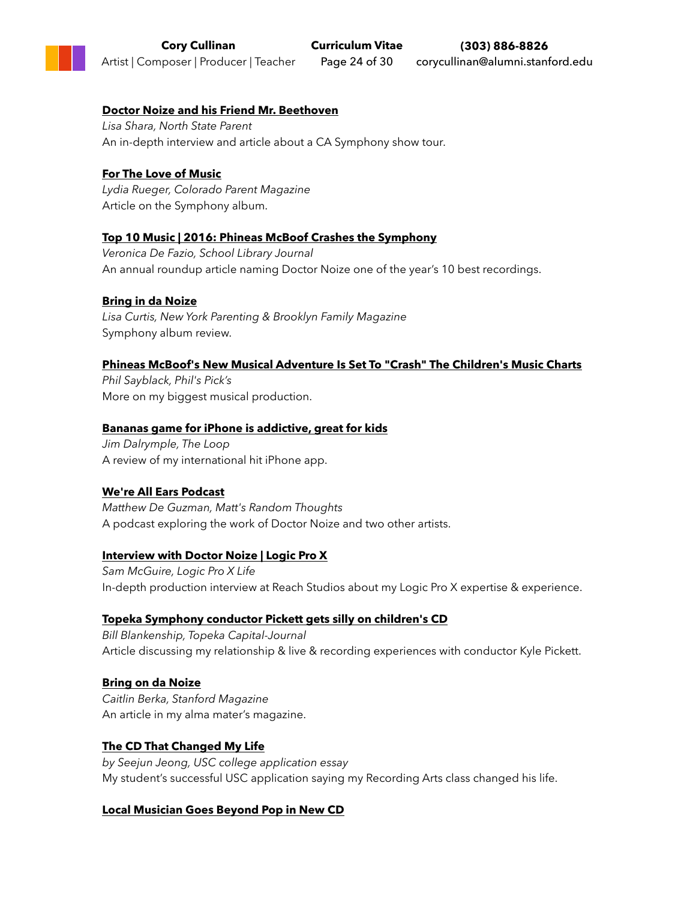**Doctor Noize and his Friend Mr. Beethoven**

*Lisa Shara, North State Parent*

An in-depth interview and article about a CA Symphony show tour.

**For The Love of Music**

*Lydia Rueger, Colorado Parent Magazine*

Article on the Symphony album.

**Top 10 Music | 2016: Phineas McBoof Crashes the Symphony**

*Veronica De Fazio, School Library Journal*

An annual roundup article naming Doctor Noize one of the year's 10 best recordings.

**Bring in da Noize**

*Lisa Curtis, New York Parenting & Brooklyn Family Magazine*

Symphony album review.

**Phineas McBoof's New Musical Adventure Is Set To "Crash" The Children's Music Charts**

*Phil Sayblack, Phil's Pick's*

More on my biggest musical production.

**Bananas game for iPhone is addictive, great for kids**

*Jim Dalrymple, The Loop*

A review of my international hit iPhone app.

**We're All Ears Podcast**

*Matthew De Guzman, Matt's Random Thoughts*

A podcast exploring the work of Doctor Noize and two other artists.

**Interview with Doctor Noize | Logic Pro X**

*Sam McGuire, Logic Pro X Life*

In-depth production interview at Reach Studios about my Logic Pro X expertise & experience.

**Topeka Symphony conductor Pickett gets silly on children's CD**

*Bill Blankenship, Topeka Capital-Journal*

Article discussing my relationship & live & recording experiences with conductor Kyle Pickett.

**Bring on da Noize**

*Caitlin Berka, Stanford Magazine*

An article in my alma mater's magazine.

**The CD That Changed My Life**

*by Seejun Jeong, USC college application essay*

My student's successful USC application saying my Recording Arts class changed his life.

**Local Musician Goes Beyond Pop in New CD**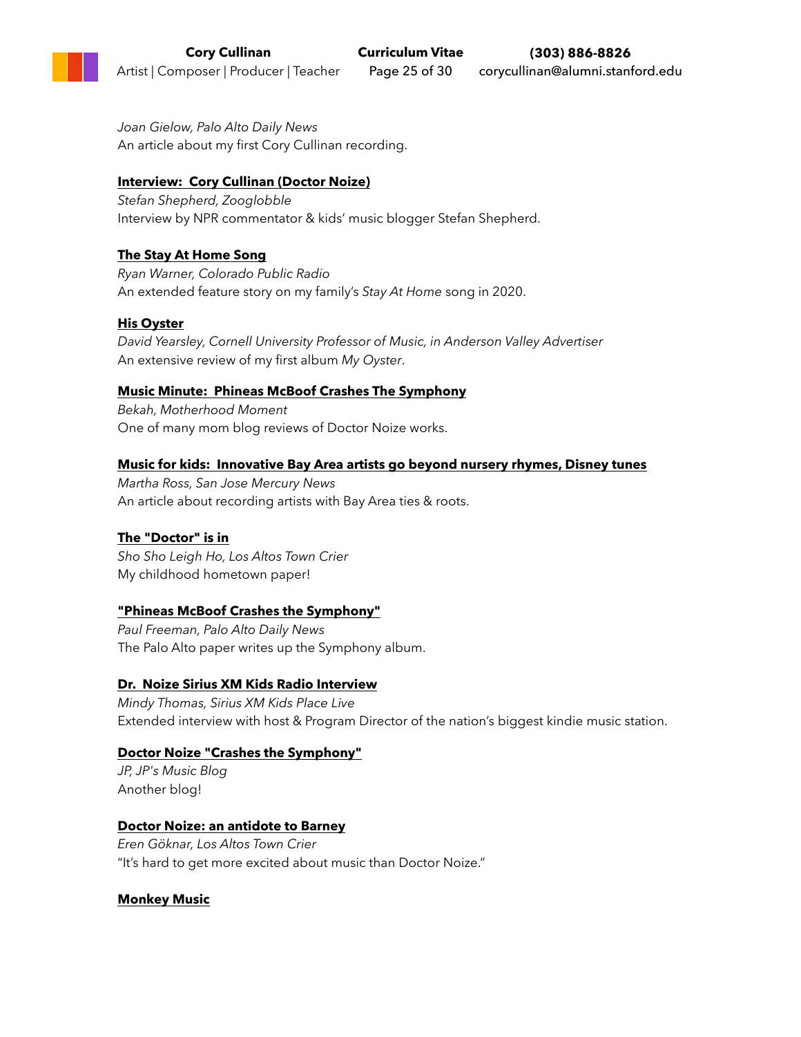*Joan Gielow, Palo Alto Daily News*
An article about my first Cory Cullinan recording.

**Interview: Cory Cullinan (Doctor Noize)**
*Stefan Shepherd, Zooglobble*
Interview by NPR commentator & kids' music blogger Stefan Shepherd.

**The Stay At Home Song**
*Ryan Warner, Colorado Public Radio*
An extended feature story on my family's *Stay At Home* song in 2020.

**His Oyster**
*David Yearsley, Cornell University Professor of Music, in Anderson Valley Advertiser*
An extensive review of my first album *My Oyster*.

**Music Minute: Phineas McBoof Crashes The Symphony**
*Bekah, Motherhood Moment*
One of many mom blog reviews of Doctor Noize works.

**Music for kids: Innovative Bay Area artists go beyond nursery rhymes, Disney tunes**
*Martha Ross, San Jose Mercury News*
An article about recording artists with Bay Area ties & roots.

**The "Doctor" is in**
*Sho Sho Leigh Ho, Los Altos Town Crier*
My childhood hometown paper!

**"Phineas McBoof Crashes the Symphony"**
*Paul Freeman, Palo Alto Daily News*
The Palo Alto paper writes up the Symphony album.

**Dr. Noize Sirius XM Kids Radio Interview**
*Mindy Thomas, Sirius XM Kids Place Live*
Extended interview with host & Program Director of the nation's biggest kindie music station.

**Doctor Noize "Crashes the Symphony"**
*JP, JP's Music Blog*
Another blog!

**Doctor Noize: an antidote to Barney**
*Eren Göknar, Los Altos Town Crier*
"It's hard to get more excited about music than Doctor Noize."

**Monkey Music**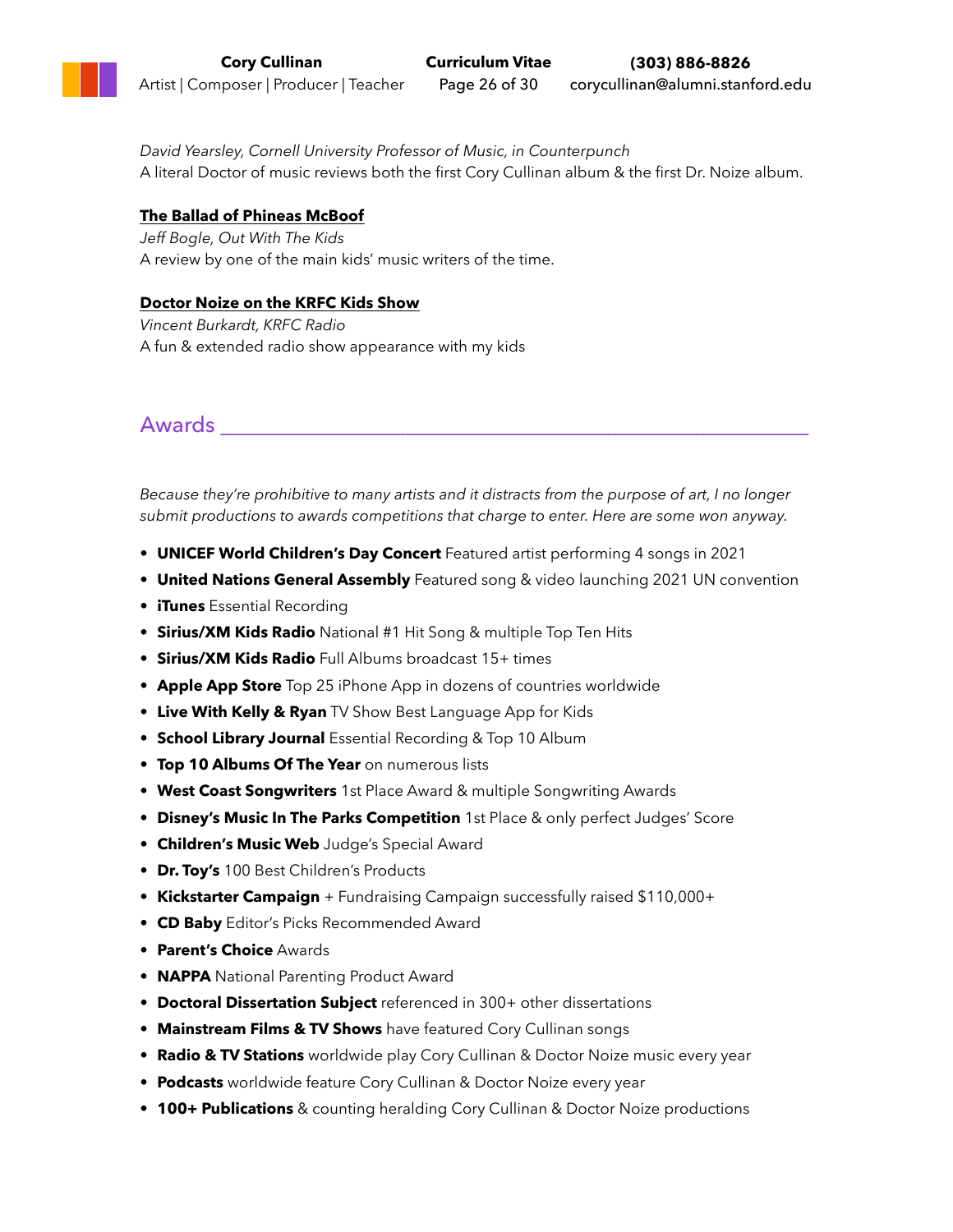*David Yearsley, Cornell University Professor of Music, in Counterpunch*
A literal Doctor of music reviews both the first Cory Cullinan album & the first Dr. Noize album.

**The Ballad of Phineas McBoof**
*Jeff Bogle, Out With The Kids*
A review by one of the main kids' music writers of the time.

**Doctor Noize on the KRFC Kids Show**
*Vincent Burkardt, KRFC Radio*
A fun & extended radio show appearance with my kids

## Awards

*Because they're prohibitive to many artists and it distracts from the purpose of art, I no longer submit productions to awards competitions that charge to enter. Here are some won anyway.*

- **UNICEF World Children's Day Concert** Featured artist performing 4 songs in 2021
- **United Nations General Assembly** Featured song & video launching 2021 UN convention
- **iTunes** Essential Recording
- **Sirius/XM Kids Radio** National #1 Hit Song & multiple Top Ten Hits
- **Sirius/XM Kids Radio** Full Albums broadcast 15+ times
- **Apple App Store** Top 25 iPhone App in dozens of countries worldwide
- **Live With Kelly & Ryan** TV Show Best Language App for Kids
- **School Library Journal** Essential Recording & Top 10 Album
- **Top 10 Albums Of The Year** on numerous lists
- **West Coast Songwriters** 1st Place Award & multiple Songwriting Awards
- **Disney's Music In The Parks Competition** 1st Place & only perfect Judges' Score
- **Children's Music Web** Judge's Special Award
- **Dr. Toy's** 100 Best Children's Products
- **Kickstarter Campaign** + Fundraising Campaign successfully raised $110,000+
- **CD Baby** Editor's Picks Recommended Award
- **Parent's Choice** Awards
- **NAPPA** National Parenting Product Award
- **Doctoral Dissertation Subject** referenced in 300+ other dissertations
- **Mainstream Films & TV Shows** have featured Cory Cullinan songs
- **Radio & TV Stations** worldwide play Cory Cullinan & Doctor Noize music every year
- **Podcasts** worldwide feature Cory Cullinan & Doctor Noize every year
- **100+ Publications** & counting heralding Cory Cullinan & Doctor Noize productions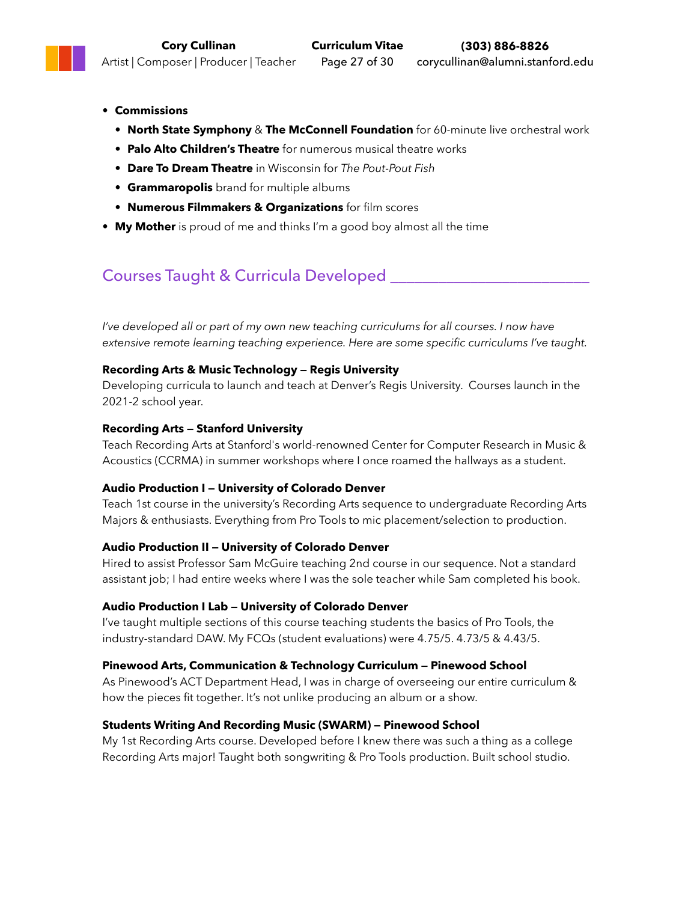- **Commissions**
  - **North State Symphony** & **The McConnell Foundation** for 60-minute live orchestral work
  - **Palo Alto Children's Theatre** for numerous musical theatre works
  - **Dare To Dream Theatre** in Wisconsin for *The Pout-Pout Fish*
  - **Grammaropolis** brand for multiple albums
  - **Numerous Filmmakers & Organizations** for film scores
- **My Mother** is proud of me and thinks I'm a good boy almost all the time

## Courses Taught & Curricula Developed

*I've developed all or part of my own new teaching curriculums for all courses. I now have extensive remote learning teaching experience. Here are some specific curriculums I've taught.*

**Recording Arts & Music Technology – Regis University**
Developing curricula to launch and teach at Denver's Regis University. Courses launch in the 2021-2 school year.

**Recording Arts – Stanford University**
Teach Recording Arts at Stanford's world-renowned Center for Computer Research in Music & Acoustics (CCRMA) in summer workshops where I once roamed the hallways as a student.

**Audio Production I – University of Colorado Denver**
Teach 1st course in the university's Recording Arts sequence to undergraduate Recording Arts Majors & enthusiasts. Everything from Pro Tools to mic placement/selection to production.

**Audio Production II – University of Colorado Denver**
Hired to assist Professor Sam McGuire teaching 2nd course in our sequence. Not a standard assistant job; I had entire weeks where I was the sole teacher while Sam completed his book.

**Audio Production I Lab – University of Colorado Denver**
I've taught multiple sections of this course teaching students the basics of Pro Tools, the industry-standard DAW. My FCQs (student evaluations) were 4.75/5. 4.73/5 & 4.43/5.

**Pinewood Arts, Communication & Technology Curriculum – Pinewood School**
As Pinewood's ACT Department Head, I was in charge of overseeing our entire curriculum & how the pieces fit together. It's not unlike producing an album or a show.

**Students Writing And Recording Music (SWARM) – Pinewood School**
My 1st Recording Arts course. Developed before I knew there was such a thing as a college Recording Arts major! Taught both songwriting & Pro Tools production. Built school studio.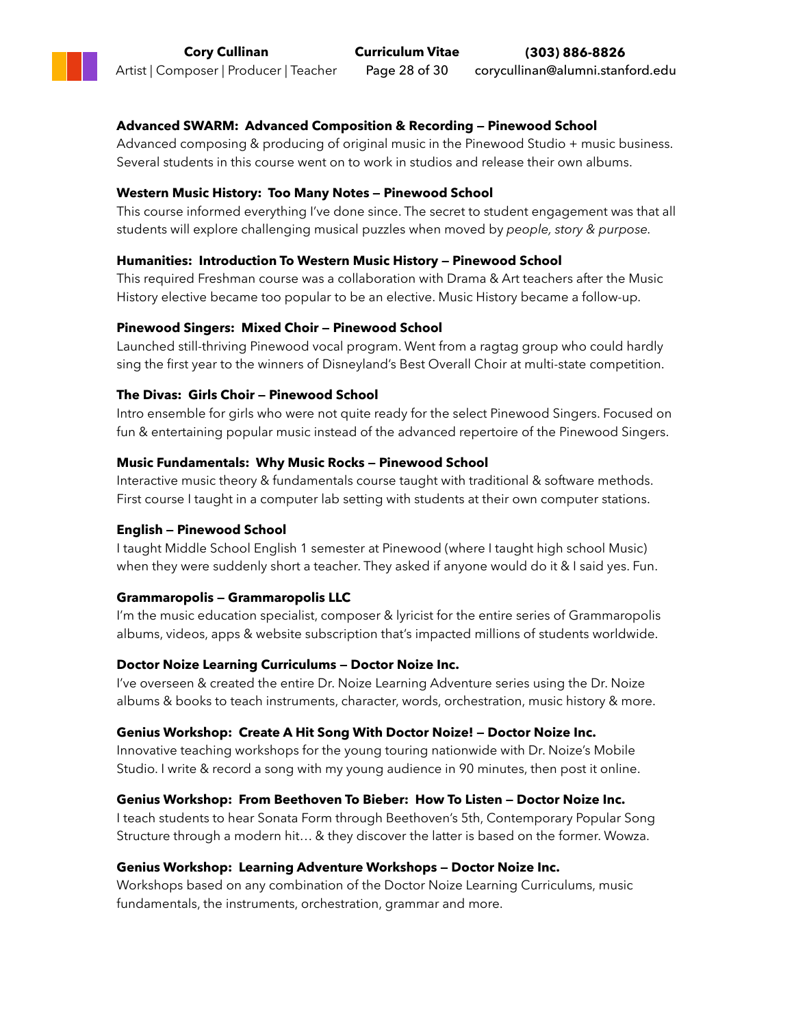**Advanced SWARM: Advanced Composition & Recording — Pinewood School**
Advanced composing & producing of original music in the Pinewood Studio + music business. Several students in this course went on to work in studios and release their own albums.

**Western Music History: Too Many Notes — Pinewood School**
This course informed everything I've done since. The secret to student engagement was that all students will explore challenging musical puzzles when moved by *people, story & purpose*.

**Humanities: Introduction To Western Music History — Pinewood School**
This required Freshman course was a collaboration with Drama & Art teachers after the Music History elective became too popular to be an elective. Music History became a follow-up.

**Pinewood Singers: Mixed Choir — Pinewood School**
Launched still-thriving Pinewood vocal program. Went from a ragtag group who could hardly sing the first year to the winners of Disneyland's Best Overall Choir at multi-state competition.

**The Divas: Girls Choir — Pinewood School**
Intro ensemble for girls who were not quite ready for the select Pinewood Singers. Focused on fun & entertaining popular music instead of the advanced repertoire of the Pinewood Singers.

**Music Fundamentals: Why Music Rocks — Pinewood School**
Interactive music theory & fundamentals course taught with traditional & software methods. First course I taught in a computer lab setting with students at their own computer stations.

**English — Pinewood School**
I taught Middle School English 1 semester at Pinewood (where I taught high school Music) when they were suddenly short a teacher. They asked if anyone would do it & I said yes. Fun.

**Grammaropolis — Grammaropolis LLC**
I'm the music education specialist, composer & lyricist for the entire series of Grammaropolis albums, videos, apps & website subscription that's impacted millions of students worldwide.

**Doctor Noize Learning Curriculums — Doctor Noize Inc.**
I've overseen & created the entire Dr. Noize Learning Adventure series using the Dr. Noize albums & books to teach instruments, character, words, orchestration, music history & more.

**Genius Workshop: Create A Hit Song With Doctor Noize! — Doctor Noize Inc.**
Innovative teaching workshops for the young touring nationwide with Dr. Noize's Mobile Studio. I write & record a song with my young audience in 90 minutes, then post it online.

**Genius Workshop: From Beethoven To Bieber: How To Listen — Doctor Noize Inc.**
I teach students to hear Sonata Form through Beethoven's 5th, Contemporary Popular Song Structure through a modern hit… & they discover the latter is based on the former. Wowza.

**Genius Workshop: Learning Adventure Workshops — Doctor Noize Inc.**
Workshops based on any combination of the Doctor Noize Learning Curriculums, music fundamentals, the instruments, orchestration, grammar and more.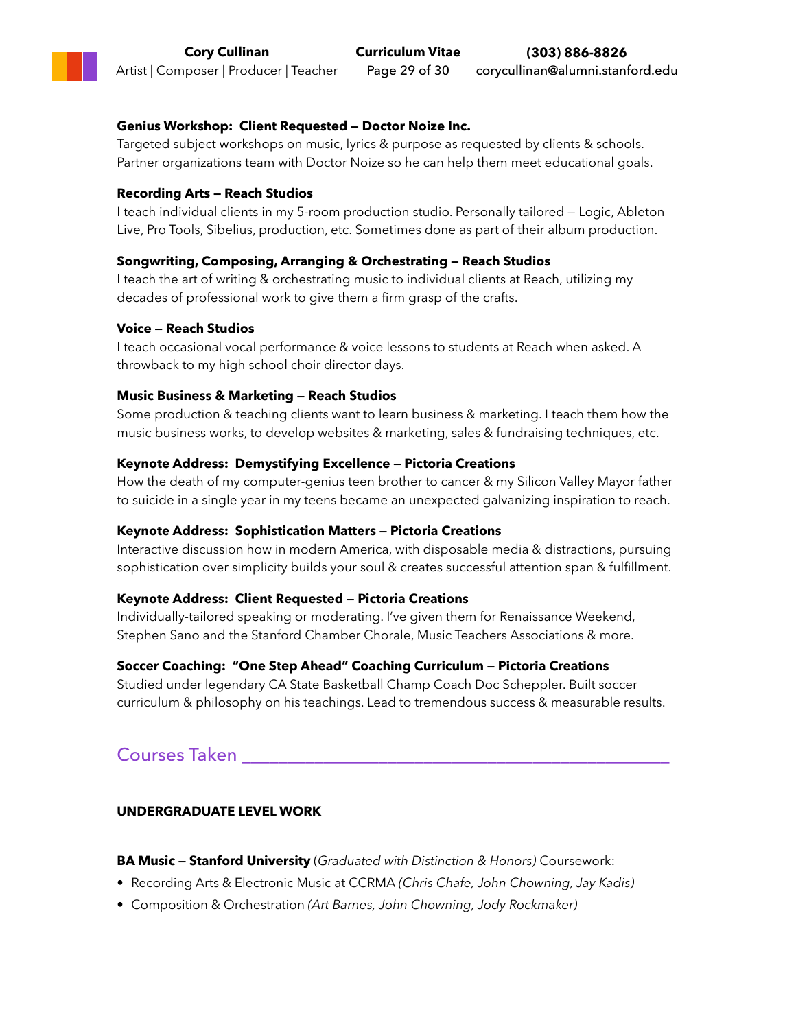**Genius Workshop: Client Requested — Doctor Noize Inc.**
Targeted subject workshops on music, lyrics & purpose as requested by clients & schools. Partner organizations team with Doctor Noize so he can help them meet educational goals.

**Recording Arts — Reach Studios**
I teach individual clients in my 5-room production studio. Personally tailored — Logic, Ableton Live, Pro Tools, Sibelius, production, etc. Sometimes done as part of their album production.

**Songwriting, Composing, Arranging & Orchestrating — Reach Studios**
I teach the art of writing & orchestrating music to individual clients at Reach, utilizing my decades of professional work to give them a firm grasp of the crafts.

**Voice — Reach Studios**
I teach occasional vocal performance & voice lessons to students at Reach when asked. A throwback to my high school choir director days.

**Music Business & Marketing — Reach Studios**
Some production & teaching clients want to learn business & marketing. I teach them how the music business works, to develop websites & marketing, sales & fundraising techniques, etc.

**Keynote Address: Demystifying Excellence — Pictoria Creations**
How the death of my computer-genius teen brother to cancer & my Silicon Valley Mayor father to suicide in a single year in my teens became an unexpected galvanizing inspiration to reach.

**Keynote Address: Sophistication Matters — Pictoria Creations**
Interactive discussion how in modern America, with disposable media & distractions, pursuing sophistication over simplicity builds your soul & creates successful attention span & fulfillment.

**Keynote Address: Client Requested — Pictoria Creations**
Individually-tailored speaking or moderating. I've given them for Renaissance Weekend, Stephen Sano and the Stanford Chamber Chorale, Music Teachers Associations & more.

**Soccer Coaching: "One Step Ahead" Coaching Curriculum — Pictoria Creations**
Studied under legendary CA State Basketball Champ Coach Doc Scheppler. Built soccer curriculum & philosophy on his teachings. Lead to tremendous success & measurable results.

## Courses Taken

**UNDERGRADUATE LEVEL WORK**

**BA Music — Stanford University** (*Graduated with Distinction & Honors)* Coursework:

- Recording Arts & Electronic Music at CCRMA *(Chris Chafe, John Chowning, Jay Kadis)*
- Composition & Orchestration *(Art Barnes, John Chowning, Jody Rockmaker)*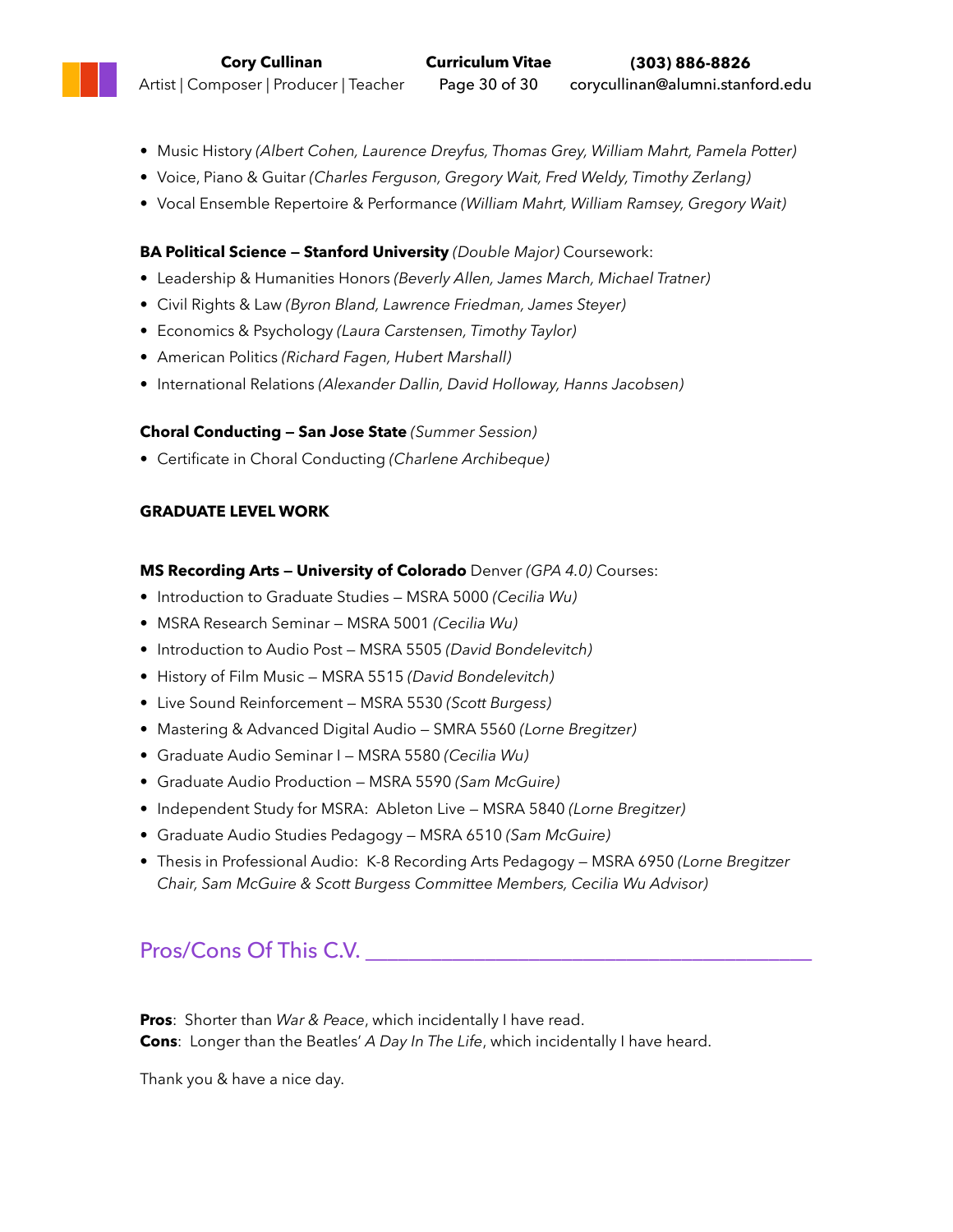- Music History *(Albert Cohen, Laurence Dreyfus, Thomas Grey, William Mahrt, Pamela Potter)*
- Voice, Piano & Guitar *(Charles Ferguson, Gregory Wait, Fred Weldy, Timothy Zerlang)*
- Vocal Ensemble Repertoire & Performance *(William Mahrt, William Ramsey, Gregory Wait)*

**BA Political Science — Stanford University** *(Double Major)* Coursework:

- Leadership & Humanities Honors *(Beverly Allen, James March, Michael Tratner)*
- Civil Rights & Law *(Byron Bland, Lawrence Friedman, James Steyer)*
- Economics & Psychology *(Laura Carstensen, Timothy Taylor)*
- American Politics *(Richard Fagen, Hubert Marshall)*
- International Relations *(Alexander Dallin, David Holloway, Hanns Jacobsen)*

**Choral Conducting — San Jose State** *(Summer Session)*

- Certificate in Choral Conducting *(Charlene Archibeque)*

**GRADUATE LEVEL WORK**

**MS Recording Arts — University of Colorado** Denver *(GPA 4.0)* Courses:

- Introduction to Graduate Studies — MSRA 5000 *(Cecilia Wu)*
- MSRA Research Seminar — MSRA 5001 *(Cecilia Wu)*
- Introduction to Audio Post — MSRA 5505 *(David Bondelevitch)*
- History of Film Music — MSRA 5515 *(David Bondelevitch)*
- Live Sound Reinforcement — MSRA 5530 *(Scott Burgess)*
- Mastering & Advanced Digital Audio — SMRA 5560 *(Lorne Bregitzer)*
- Graduate Audio Seminar I — MSRA 5580 *(Cecilia Wu)*
- Graduate Audio Production — MSRA 5590 *(Sam McGuire)*
- Independent Study for MSRA: Ableton Live — MSRA 5840 *(Lorne Bregitzer)*
- Graduate Audio Studies Pedagogy — MSRA 6510 *(Sam McGuire)*
- Thesis in Professional Audio: K-8 Recording Arts Pedagogy — MSRA 6950 *(Lorne Bregitzer Chair, Sam McGuire & Scott Burgess Committee Members, Cecilia Wu Advisor)*

## Pros/Cons Of This C.V.

**Pros**: Shorter than *War & Peace*, which incidentally I have read.
**Cons**: Longer than the Beatles' *A Day In The Life*, which incidentally I have heard.

Thank you & have a nice day.